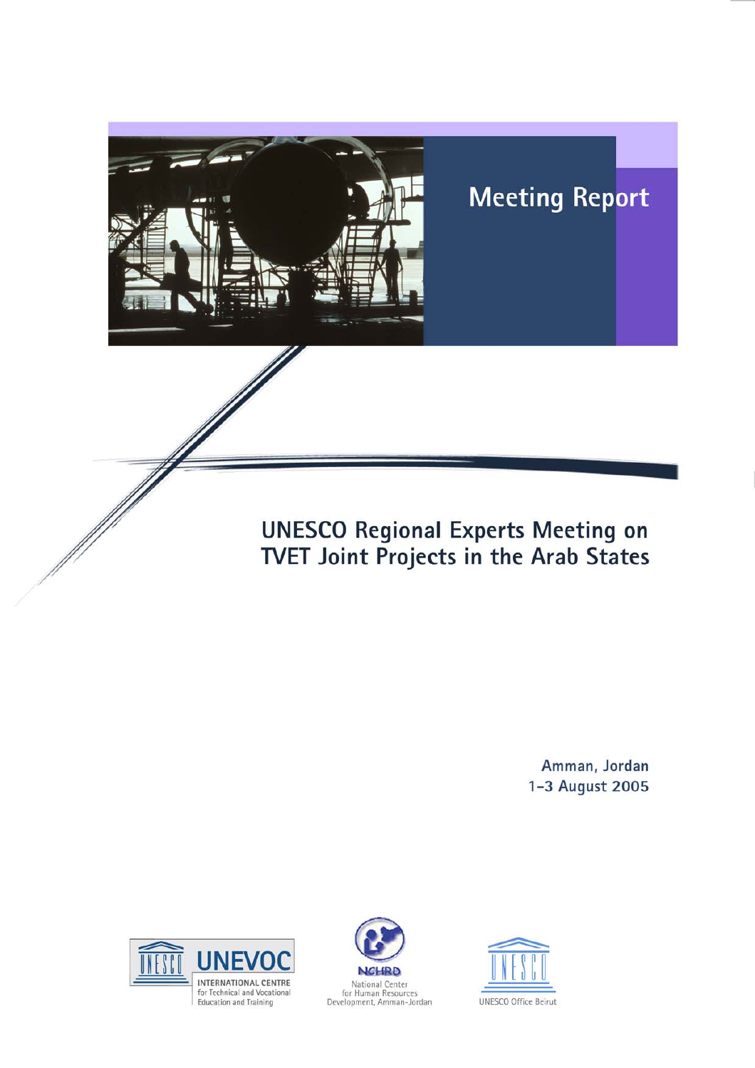Meeting Report

# UNESCO Regional Experts Meeting on TVET Joint Projects in the Arab States

Amman, Jordan
1-3 August 2005

UNEVOC
INTERNATIONAL CENTRE
for Technical and Vocational
Education and Training

NCHRD
National Center
for Human Resources
Development, Amman-Jordan

UNESCO Office Beirut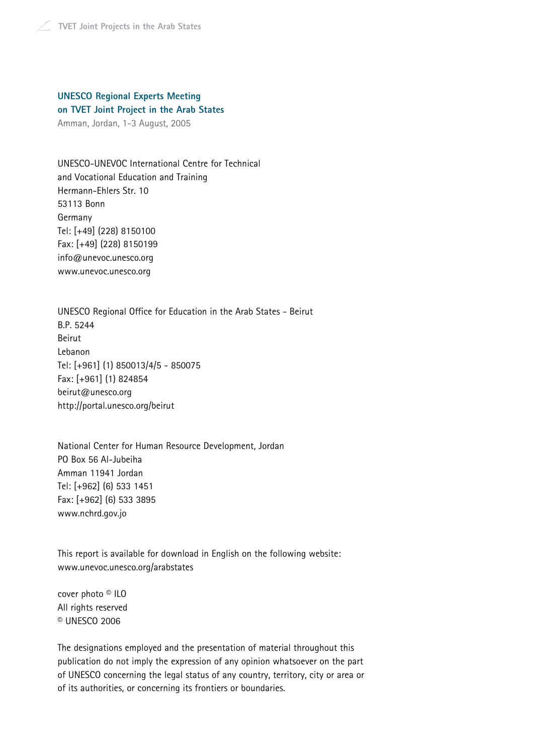**UNESCO Regional Experts Meeting**
**on TVET Joint Project in the Arab States**
Amman, Jordan, 1-3 August, 2005

UNESCO-UNEVOC International Centre for Technical
and Vocational Education and Training
Hermann-Ehlers Str. 10
53113 Bonn
Germany
Tel: [+49] (228) 8150100
Fax: [+49] (228) 8150199
info@unevoc.unesco.org
www.unevoc.unesco.org

UNESCO Regional Office for Education in the Arab States - Beirut
B.P. 5244
Beirut
Lebanon
Tel: [+961] (1) 850013/4/5 - 850075
Fax: [+961] (1) 824854
beirut@unesco.org
http://portal.unesco.org/beirut

National Center for Human Resource Development, Jordan
PO Box 56 Al-Jubeiha
Amman 11941 Jordan
Tel: [+962] (6) 533 1451
Fax: [+962] (6) 533 3895
www.nchrd.gov.jo

This report is available for download in English on the following website:
www.unevoc.unesco.org/arabstates

cover photo © ILO
All rights reserved
© UNESCO 2006

The designations employed and the presentation of material throughout this publication do not imply the expression of any opinion whatsoever on the part of UNESCO concerning the legal status of any country, territory, city or area or of its authorities, or concerning its frontiers or boundaries.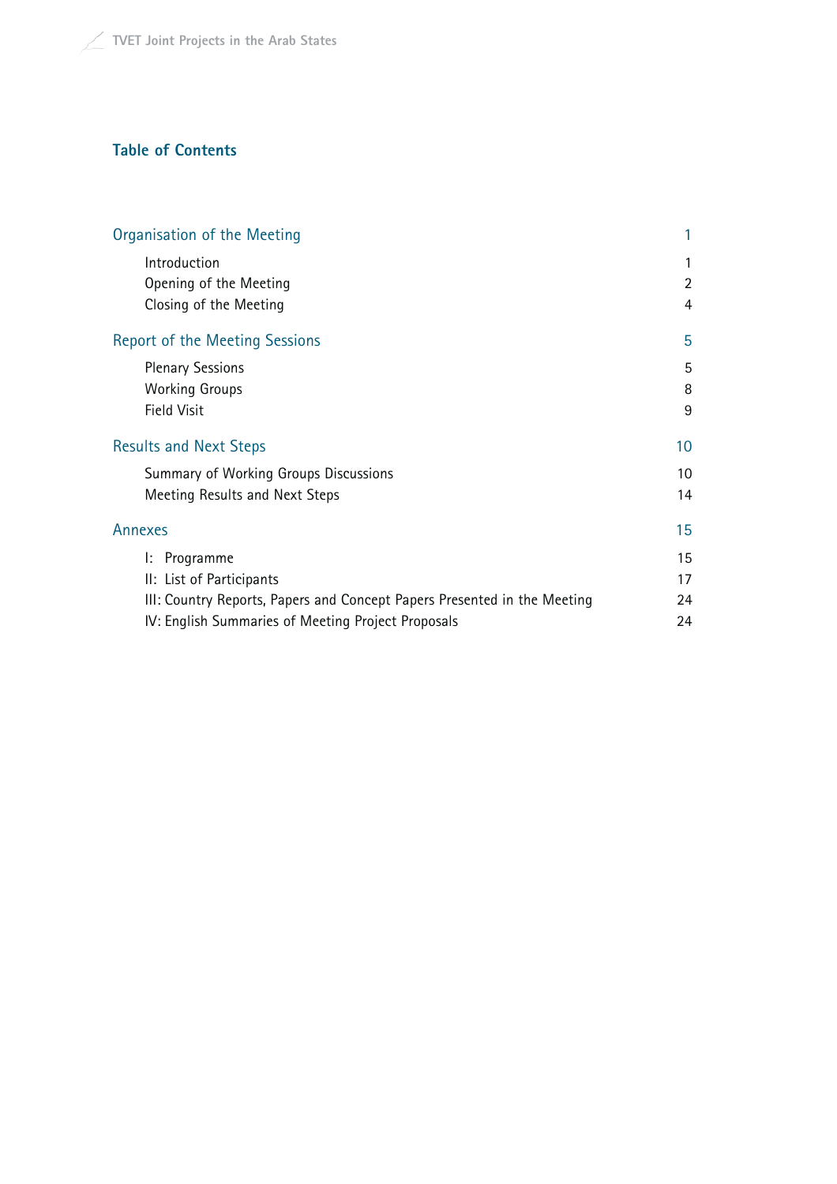## Table of Contents

| | |
|---|---|
| **Organisation of the Meeting** | **1** |
| Introduction | 1 |
| Opening of the Meeting | 2 |
| Closing of the Meeting | 4 |
| **Report of the Meeting Sessions** | **5** |
| Plenary Sessions | 5 |
| Working Groups | 8 |
| Field Visit | 9 |
| **Results and Next Steps** | **10** |
| Summary of Working Groups Discussions | 10 |
| Meeting Results and Next Steps | 14 |
| **Annexes** | **15** |
| I: Programme | 15 |
| II: List of Participants | 17 |
| III: Country Reports, Papers and Concept Papers Presented in the Meeting | 24 |
| IV: English Summaries of Meeting Project Proposals | 24 |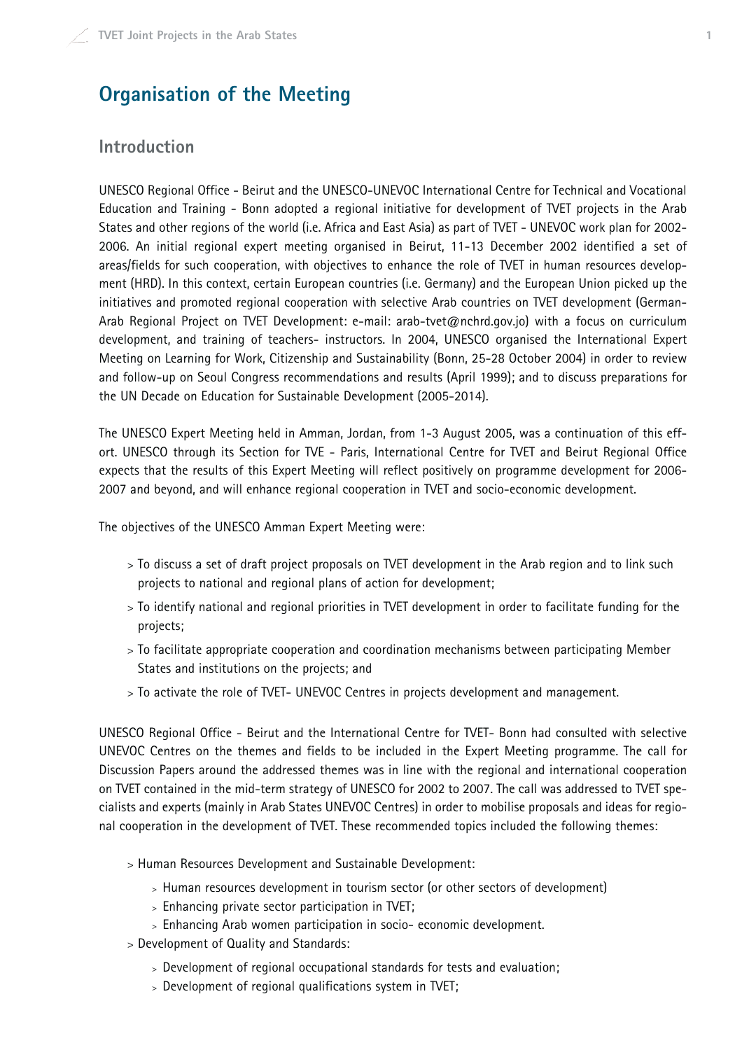# Organisation of the Meeting

## Introduction

UNESCO Regional Office - Beirut and the UNESCO-UNEVOC International Centre for Technical and Vocational Education and Training - Bonn adopted a regional initiative for development of TVET projects in the Arab States and other regions of the world (i.e. Africa and East Asia) as part of TVET - UNEVOC work plan for 2002-2006. An initial regional expert meeting organised in Beirut, 11-13 December 2002 identified a set of areas/fields for such cooperation, with objectives to enhance the role of TVET in human resources development (HRD). In this context, certain European countries (i.e. Germany) and the European Union picked up the initiatives and promoted regional cooperation with selective Arab countries on TVET development (German-Arab Regional Project on TVET Development: e-mail: arab-tvet@nchrd.gov.jo) with a focus on curriculum development, and training of teachers- instructors. In 2004, UNESCO organised the International Expert Meeting on Learning for Work, Citizenship and Sustainability (Bonn, 25-28 October 2004) in order to review and follow-up on Seoul Congress recommendations and results (April 1999); and to discuss preparations for the UN Decade on Education for Sustainable Development (2005-2014).

The UNESCO Expert Meeting held in Amman, Jordan, from 1-3 August 2005, was a continuation of this effort. UNESCO through its Section for TVE - Paris, International Centre for TVET and Beirut Regional Office expects that the results of this Expert Meeting will reflect positively on programme development for 2006-2007 and beyond, and will enhance regional cooperation in TVET and socio-economic development.

The objectives of the UNESCO Amman Expert Meeting were:

- To discuss a set of draft project proposals on TVET development in the Arab region and to link such projects to national and regional plans of action for development;
- To identify national and regional priorities in TVET development in order to facilitate funding for the projects;
- To facilitate appropriate cooperation and coordination mechanisms between participating Member States and institutions on the projects; and
- To activate the role of TVET- UNEVOC Centres in projects development and management.

UNESCO Regional Office - Beirut and the International Centre for TVET- Bonn had consulted with selective UNEVOC Centres on the themes and fields to be included in the Expert Meeting programme. The call for Discussion Papers around the addressed themes was in line with the regional and international cooperation on TVET contained in the mid-term strategy of UNESCO for 2002 to 2007. The call was addressed to TVET specialists and experts (mainly in Arab States UNEVOC Centres) in order to mobilise proposals and ideas for regional cooperation in the development of TVET. These recommended topics included the following themes:

- Human Resources Development and Sustainable Development:
  - Human resources development in tourism sector (or other sectors of development)
  - Enhancing private sector participation in TVET;
  - Enhancing Arab women participation in socio- economic development.
- Development of Quality and Standards:
  - Development of regional occupational standards for tests and evaluation;
  - Development of regional qualifications system in TVET;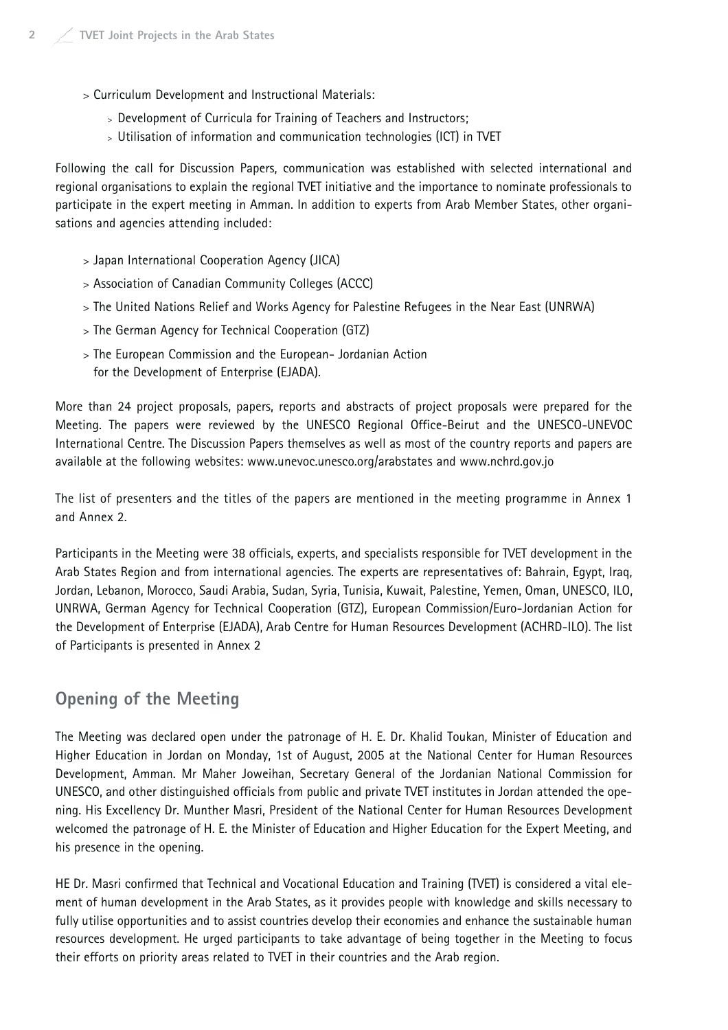- Curriculum Development and Instructional Materials:
  - Development of Curricula for Training of Teachers and Instructors;
  - Utilisation of information and communication technologies (ICT) in TVET

Following the call for Discussion Papers, communication was established with selected international and regional organisations to explain the regional TVET initiative and the importance to nominate professionals to participate in the expert meeting in Amman. In addition to experts from Arab Member States, other organisations and agencies attending included:

- Japan International Cooperation Agency (JICA)
- Association of Canadian Community Colleges (ACCC)
- The United Nations Relief and Works Agency for Palestine Refugees in the Near East (UNRWA)
- The German Agency for Technical Cooperation (GTZ)
- The European Commission and the European- Jordanian Action for the Development of Enterprise (EJADA).

More than 24 project proposals, papers, reports and abstracts of project proposals were prepared for the Meeting. The papers were reviewed by the UNESCO Regional Office-Beirut and the UNESCO-UNEVOC International Centre. The Discussion Papers themselves as well as most of the country reports and papers are available at the following websites: www.unevoc.unesco.org/arabstates and www.nchrd.gov.jo

The list of presenters and the titles of the papers are mentioned in the meeting programme in Annex 1 and Annex 2.

Participants in the Meeting were 38 officials, experts, and specialists responsible for TVET development in the Arab States Region and from international agencies. The experts are representatives of: Bahrain, Egypt, Iraq, Jordan, Lebanon, Morocco, Saudi Arabia, Sudan, Syria, Tunisia, Kuwait, Palestine, Yemen, Oman, UNESCO, ILO, UNRWA, German Agency for Technical Cooperation (GTZ), European Commission/Euro-Jordanian Action for the Development of Enterprise (EJADA), Arab Centre for Human Resources Development (ACHRD-ILO). The list of Participants is presented in Annex 2

## Opening of the Meeting

The Meeting was declared open under the patronage of H. E. Dr. Khalid Toukan, Minister of Education and Higher Education in Jordan on Monday, 1st of August, 2005 at the National Center for Human Resources Development, Amman. Mr Maher Joweihan, Secretary General of the Jordanian National Commission for UNESCO, and other distinguished officials from public and private TVET institutes in Jordan attended the opening. His Excellency Dr. Munther Masri, President of the National Center for Human Resources Development welcomed the patronage of H. E. the Minister of Education and Higher Education for the Expert Meeting, and his presence in the opening.

HE Dr. Masri confirmed that Technical and Vocational Education and Training (TVET) is considered a vital element of human development in the Arab States, as it provides people with knowledge and skills necessary to fully utilise opportunities and to assist countries develop their economies and enhance the sustainable human resources development. He urged participants to take advantage of being together in the Meeting to focus their efforts on priority areas related to TVET in their countries and the Arab region.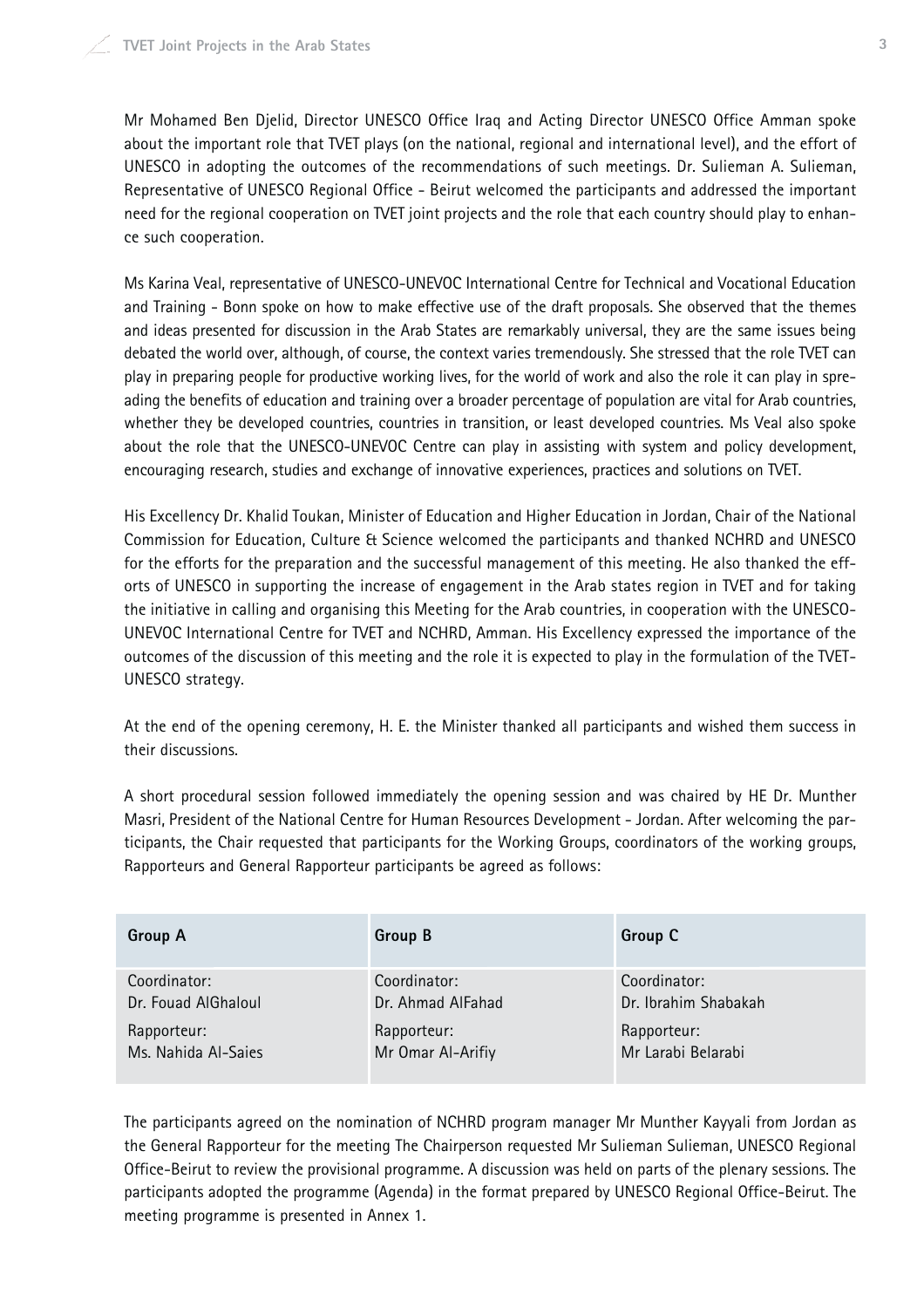Mr Mohamed Ben Djelid, Director UNESCO Office Iraq and Acting Director UNESCO Office Amman spoke about the important role that TVET plays (on the national, regional and international level), and the effort of UNESCO in adopting the outcomes of the recommendations of such meetings. Dr. Sulieman A. Sulieman, Representative of UNESCO Regional Office - Beirut welcomed the participants and addressed the important need for the regional cooperation on TVET joint projects and the role that each country should play to enhance such cooperation.

Ms Karina Veal, representative of UNESCO-UNEVOC International Centre for Technical and Vocational Education and Training - Bonn spoke on how to make effective use of the draft proposals. She observed that the themes and ideas presented for discussion in the Arab States are remarkably universal, they are the same issues being debated the world over, although, of course, the context varies tremendously. She stressed that the role TVET can play in preparing people for productive working lives, for the world of work and also the role it can play in spreading the benefits of education and training over a broader percentage of population are vital for Arab countries, whether they be developed countries, countries in transition, or least developed countries. Ms Veal also spoke about the role that the UNESCO-UNEVOC Centre can play in assisting with system and policy development, encouraging research, studies and exchange of innovative experiences, practices and solutions on TVET.

His Excellency Dr. Khalid Toukan, Minister of Education and Higher Education in Jordan, Chair of the National Commission for Education, Culture & Science welcomed the participants and thanked NCHRD and UNESCO for the efforts for the preparation and the successful management of this meeting. He also thanked the efforts of UNESCO in supporting the increase of engagement in the Arab states region in TVET and for taking the initiative in calling and organising this Meeting for the Arab countries, in cooperation with the UNESCO-UNEVOC International Centre for TVET and NCHRD, Amman. His Excellency expressed the importance of the outcomes of the discussion of this meeting and the role it is expected to play in the formulation of the TVET-UNESCO strategy.

At the end of the opening ceremony, H. E. the Minister thanked all participants and wished them success in their discussions.

A short procedural session followed immediately the opening session and was chaired by HE Dr. Munther Masri, President of the National Centre for Human Resources Development - Jordan. After welcoming the participants, the Chair requested that participants for the Working Groups, coordinators of the working groups, Rapporteurs and General Rapporteur participants be agreed as follows:

| Group A | Group B | Group C |
|---|---|---|
| Coordinator: Dr. Fouad AlGhaloul | Coordinator: Dr. Ahmad AlFahad | Coordinator: Dr. Ibrahim Shabakah |
| Rapporteur: Ms. Nahida Al-Saies | Rapporteur: Mr Omar Al-Arifiy | Rapporteur: Mr Larabi Belarabi |

The participants agreed on the nomination of NCHRD program manager Mr Munther Kayyali from Jordan as the General Rapporteur for the meeting The Chairperson requested Mr Sulieman Sulieman, UNESCO Regional Office-Beirut to review the provisional programme. A discussion was held on parts of the plenary sessions. The participants adopted the programme (Agenda) in the format prepared by UNESCO Regional Office-Beirut. The meeting programme is presented in Annex 1.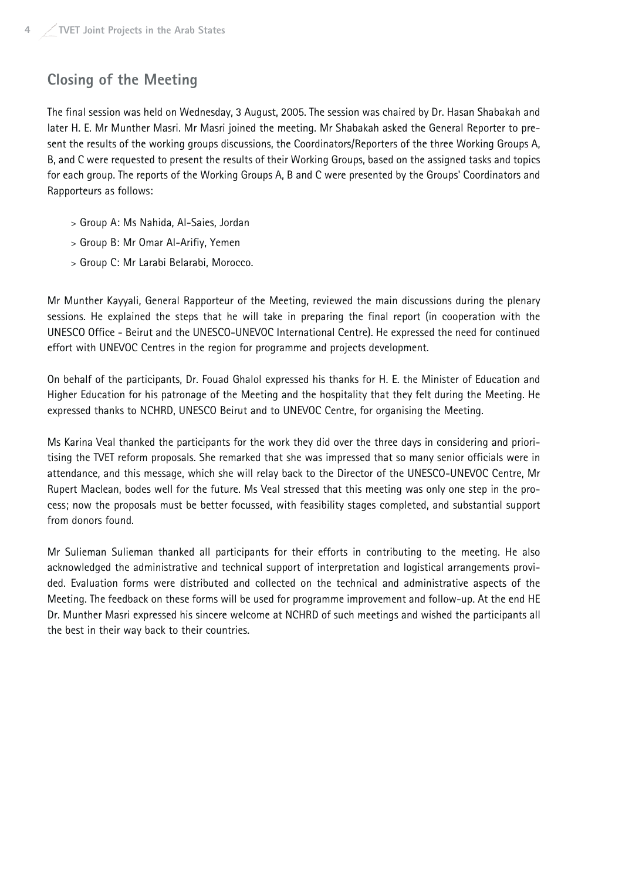## Closing of the Meeting

The final session was held on Wednesday, 3 August, 2005. The session was chaired by Dr. Hasan Shabakah and later H. E. Mr Munther Masri. Mr Masri joined the meeting. Mr Shabakah asked the General Reporter to present the results of the working groups discussions, the Coordinators/Reporters of the three Working Groups A, B, and C were requested to present the results of their Working Groups, based on the assigned tasks and topics for each group. The reports of the Working Groups A, B and C were presented by the Groups' Coordinators and Rapporteurs as follows:

- Group A: Ms Nahida, Al-Saies, Jordan
- Group B: Mr Omar Al-Arifiy, Yemen
- Group C: Mr Larabi Belarabi, Morocco.

Mr Munther Kayyali, General Rapporteur of the Meeting, reviewed the main discussions during the plenary sessions. He explained the steps that he will take in preparing the final report (in cooperation with the UNESCO Office - Beirut and the UNESCO-UNEVOC International Centre). He expressed the need for continued effort with UNEVOC Centres in the region for programme and projects development.

On behalf of the participants, Dr. Fouad Ghalol expressed his thanks for H. E. the Minister of Education and Higher Education for his patronage of the Meeting and the hospitality that they felt during the Meeting. He expressed thanks to NCHRD, UNESCO Beirut and to UNEVOC Centre, for organising the Meeting.

Ms Karina Veal thanked the participants for the work they did over the three days in considering and prioritising the TVET reform proposals. She remarked that she was impressed that so many senior officials were in attendance, and this message, which she will relay back to the Director of the UNESCO-UNEVOC Centre, Mr Rupert Maclean, bodes well for the future. Ms Veal stressed that this meeting was only one step in the process; now the proposals must be better focussed, with feasibility stages completed, and substantial support from donors found.

Mr Sulieman Sulieman thanked all participants for their efforts in contributing to the meeting. He also acknowledged the administrative and technical support of interpretation and logistical arrangements provided. Evaluation forms were distributed and collected on the technical and administrative aspects of the Meeting. The feedback on these forms will be used for programme improvement and follow-up. At the end HE Dr. Munther Masri expressed his sincere welcome at NCHRD of such meetings and wished the participants all the best in their way back to their countries.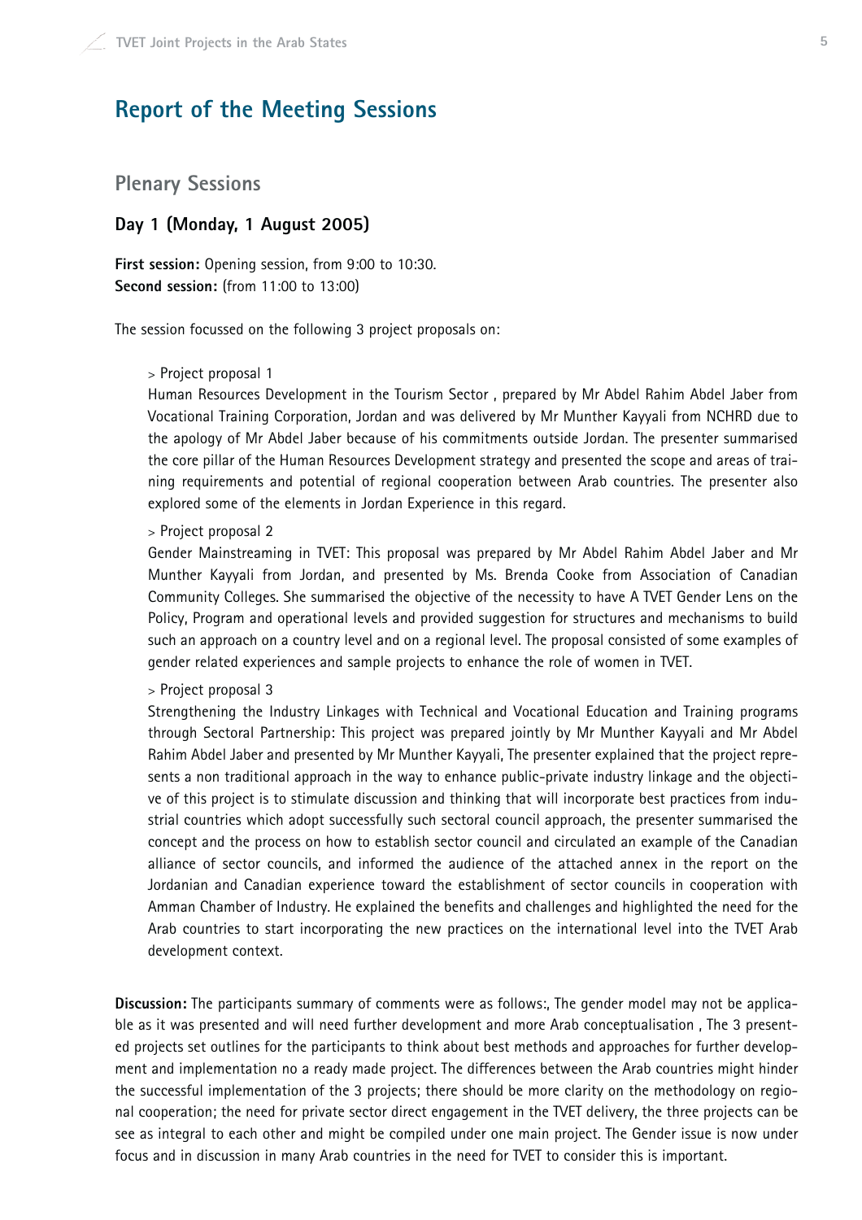# Report of the Meeting Sessions

## Plenary Sessions

### Day 1 (Monday, 1 August 2005)

**First session:** Opening session, from 9:00 to 10:30.
**Second session:** (from 11:00 to 13:00)

The session focussed on the following 3 project proposals on:

> Project proposal 1

Human Resources Development in the Tourism Sector , prepared by Mr Abdel Rahim Abdel Jaber from Vocational Training Corporation, Jordan and was delivered by Mr Munther Kayyali from NCHRD due to the apology of Mr Abdel Jaber because of his commitments outside Jordan. The presenter summarised the core pillar of the Human Resources Development strategy and presented the scope and areas of training requirements and potential of regional cooperation between Arab countries. The presenter also explored some of the elements in Jordan Experience in this regard.

> Project proposal 2

Gender Mainstreaming in TVET: This proposal was prepared by Mr Abdel Rahim Abdel Jaber and Mr Munther Kayyali from Jordan, and presented by Ms. Brenda Cooke from Association of Canadian Community Colleges. She summarised the objective of the necessity to have A TVET Gender Lens on the Policy, Program and operational levels and provided suggestion for structures and mechanisms to build such an approach on a country level and on a regional level. The proposal consisted of some examples of gender related experiences and sample projects to enhance the role of women in TVET.

> Project proposal 3

Strengthening the Industry Linkages with Technical and Vocational Education and Training programs through Sectoral Partnership: This project was prepared jointly by Mr Munther Kayyali and Mr Abdel Rahim Abdel Jaber and presented by Mr Munther Kayyali, The presenter explained that the project represents a non traditional approach in the way to enhance public-private industry linkage and the objective of this project is to stimulate discussion and thinking that will incorporate best practices from industrial countries which adopt successfully such sectoral council approach, the presenter summarised the concept and the process on how to establish sector council and circulated an example of the Canadian alliance of sector councils, and informed the audience of the attached annex in the report on the Jordanian and Canadian experience toward the establishment of sector councils in cooperation with Amman Chamber of Industry. He explained the benefits and challenges and highlighted the need for the Arab countries to start incorporating the new practices on the international level into the TVET Arab development context.

**Discussion:** The participants summary of comments were as follows:, The gender model may not be applicable as it was presented and will need further development and more Arab conceptualisation , The 3 presented projects set outlines for the participants to think about best methods and approaches for further development and implementation no a ready made project. The differences between the Arab countries might hinder the successful implementation of the 3 projects; there should be more clarity on the methodology on regional cooperation; the need for private sector direct engagement in the TVET delivery, the three projects can be see as integral to each other and might be compiled under one main project. The Gender issue is now under focus and in discussion in many Arab countries in the need for TVET to consider this is important.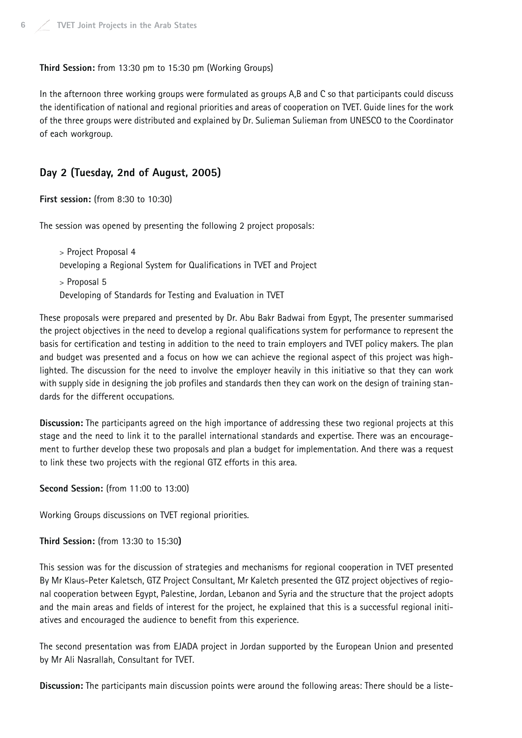**Third Session:** from 13:30 pm to 15:30 pm (Working Groups)

In the afternoon three working groups were formulated as groups A,B and C so that participants could discuss the identification of national and regional priorities and areas of cooperation on TVET. Guide lines for the work of the three groups were distributed and explained by Dr. Sulieman Sulieman from UNESCO to the Coordinator of each workgroup.

## Day 2 (Tuesday, 2nd of August, 2005)

**First session:** (from 8:30 to 10:30)

The session was opened by presenting the following 2 project proposals:

> Project Proposal 4
Developing a Regional System for Qualifications in TVET and Project

> Proposal 5
Developing of Standards for Testing and Evaluation in TVET

These proposals were prepared and presented by Dr. Abu Bakr Badwai from Egypt, The presenter summarised the project objectives in the need to develop a regional qualifications system for performance to represent the basis for certification and testing in addition to the need to train employers and TVET policy makers. The plan and budget was presented and a focus on how we can achieve the regional aspect of this project was highlighted. The discussion for the need to involve the employer heavily in this initiative so that they can work with supply side in designing the job profiles and standards then they can work on the design of training standards for the different occupations.

**Discussion:** The participants agreed on the high importance of addressing these two regional projects at this stage and the need to link it to the parallel international standards and expertise. There was an encouragement to further develop these two proposals and plan a budget for implementation. And there was a request to link these two projects with the regional GTZ efforts in this area.

**Second Session:** (from 11:00 to 13:00)

Working Groups discussions on TVET regional priorities.

**Third Session:** (from 13:30 to 15:30**)**

This session was for the discussion of strategies and mechanisms for regional cooperation in TVET presented By Mr Klaus-Peter Kaletsch, GTZ Project Consultant, Mr Kaletch presented the GTZ project objectives of regional cooperation between Egypt, Palestine, Jordan, Lebanon and Syria and the structure that the project adopts and the main areas and fields of interest for the project, he explained that this is a successful regional initiatives and encouraged the audience to benefit from this experience.

The second presentation was from EJADA project in Jordan supported by the European Union and presented by Mr Ali Nasrallah, Consultant for TVET.

**Discussion:** The participants main discussion points were around the following areas: There should be a liste-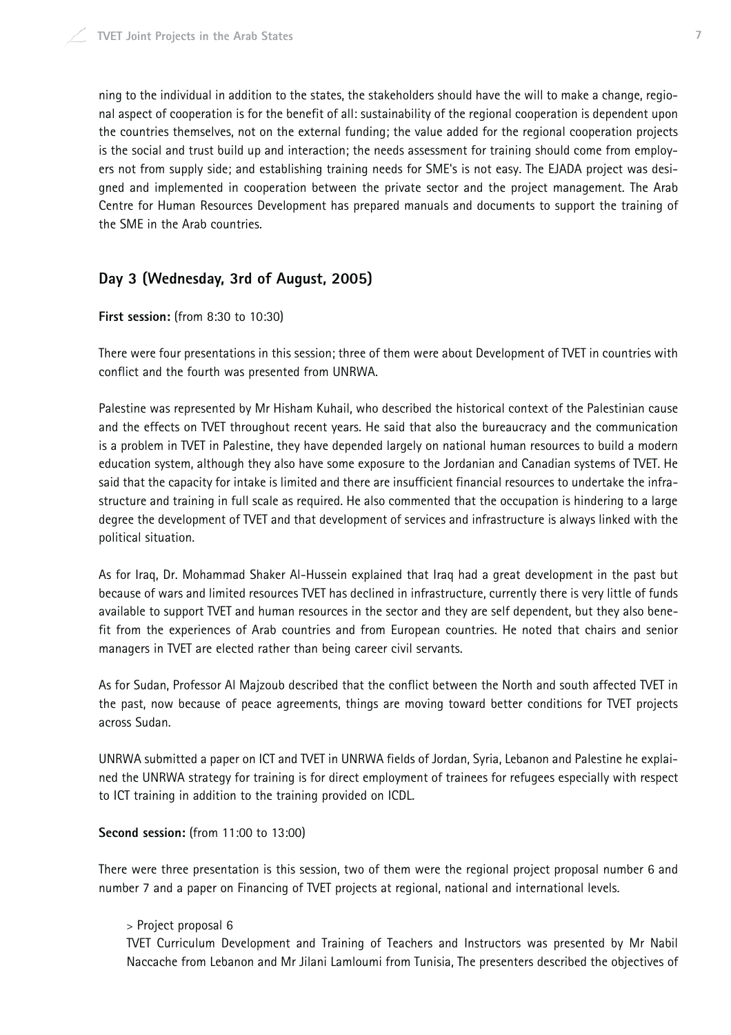ning to the individual in addition to the states, the stakeholders should have the will to make a change, regional aspect of cooperation is for the benefit of all: sustainability of the regional cooperation is dependent upon the countries themselves, not on the external funding; the value added for the regional cooperation projects is the social and trust build up and interaction; the needs assessment for training should come from employers not from supply side; and establishing training needs for SME's is not easy. The EJADA project was designed and implemented in cooperation between the private sector and the project management. The Arab Centre for Human Resources Development has prepared manuals and documents to support the training of the SME in the Arab countries.

## Day 3 (Wednesday, 3rd of August, 2005)

**First session:** (from 8:30 to 10:30)

There were four presentations in this session; three of them were about Development of TVET in countries with conflict and the fourth was presented from UNRWA.

Palestine was represented by Mr Hisham Kuhail, who described the historical context of the Palestinian cause and the effects on TVET throughout recent years. He said that also the bureaucracy and the communication is a problem in TVET in Palestine, they have depended largely on national human resources to build a modern education system, although they also have some exposure to the Jordanian and Canadian systems of TVET. He said that the capacity for intake is limited and there are insufficient financial resources to undertake the infrastructure and training in full scale as required. He also commented that the occupation is hindering to a large degree the development of TVET and that development of services and infrastructure is always linked with the political situation.

As for Iraq, Dr. Mohammad Shaker Al-Hussein explained that Iraq had a great development in the past but because of wars and limited resources TVET has declined in infrastructure, currently there is very little of funds available to support TVET and human resources in the sector and they are self dependent, but they also benefit from the experiences of Arab countries and from European countries. He noted that chairs and senior managers in TVET are elected rather than being career civil servants.

As for Sudan, Professor Al Majzoub described that the conflict between the North and south affected TVET in the past, now because of peace agreements, things are moving toward better conditions for TVET projects across Sudan.

UNRWA submitted a paper on ICT and TVET in UNRWA fields of Jordan, Syria, Lebanon and Palestine he explained the UNRWA strategy for training is for direct employment of trainees for refugees especially with respect to ICT training in addition to the training provided on ICDL.

**Second session:** (from 11:00 to 13:00)

There were three presentation is this session, two of them were the regional project proposal number 6 and number 7 and a paper on Financing of TVET projects at regional, national and international levels.

> Project proposal 6

TVET Curriculum Development and Training of Teachers and Instructors was presented by Mr Nabil Naccache from Lebanon and Mr Jilani Lamloumi from Tunisia, The presenters described the objectives of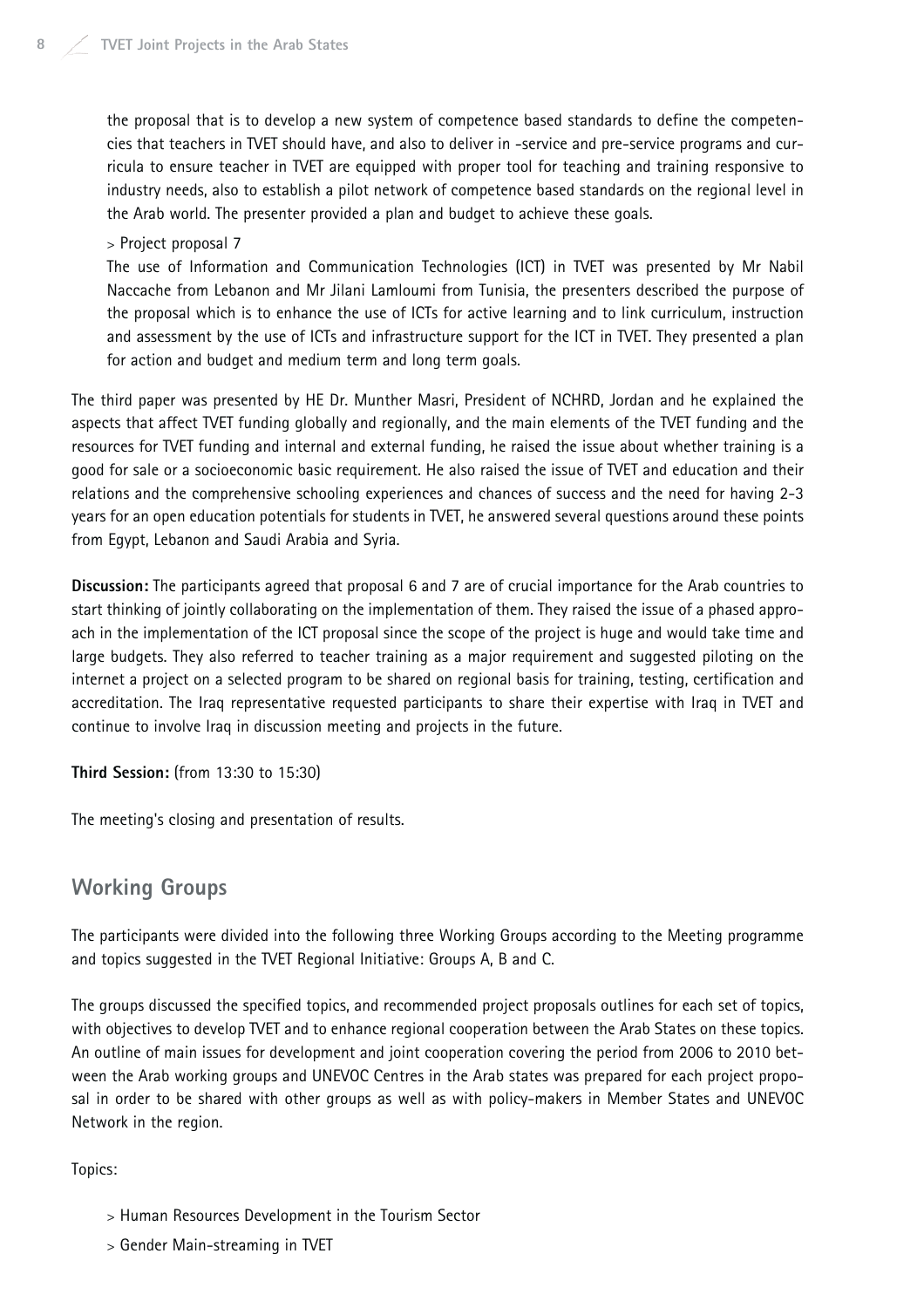the proposal that is to develop a new system of competence based standards to define the competencies that teachers in TVET should have, and also to deliver in -service and pre-service programs and curricula to ensure teacher in TVET are equipped with proper tool for teaching and training responsive to industry needs, also to establish a pilot network of competence based standards on the regional level in the Arab world. The presenter provided a plan and budget to achieve these goals.

> Project proposal 7

The use of Information and Communication Technologies (ICT) in TVET was presented by Mr Nabil Naccache from Lebanon and Mr Jilani Lamloumi from Tunisia, the presenters described the purpose of the proposal which is to enhance the use of ICTs for active learning and to link curriculum, instruction and assessment by the use of ICTs and infrastructure support for the ICT in TVET. They presented a plan for action and budget and medium term and long term goals.

The third paper was presented by HE Dr. Munther Masri, President of NCHRD, Jordan and he explained the aspects that affect TVET funding globally and regionally, and the main elements of the TVET funding and the resources for TVET funding and internal and external funding, he raised the issue about whether training is a good for sale or a socioeconomic basic requirement. He also raised the issue of TVET and education and their relations and the comprehensive schooling experiences and chances of success and the need for having 2-3 years for an open education potentials for students in TVET, he answered several questions around these points from Egypt, Lebanon and Saudi Arabia and Syria.

**Discussion:** The participants agreed that proposal 6 and 7 are of crucial importance for the Arab countries to start thinking of jointly collaborating on the implementation of them. They raised the issue of a phased approach in the implementation of the ICT proposal since the scope of the project is huge and would take time and large budgets. They also referred to teacher training as a major requirement and suggested piloting on the internet a project on a selected program to be shared on regional basis for training, testing, certification and accreditation. The Iraq representative requested participants to share their expertise with Iraq in TVET and continue to involve Iraq in discussion meeting and projects in the future.

**Third Session:** (from 13:30 to 15:30)

The meeting's closing and presentation of results.

## Working Groups

The participants were divided into the following three Working Groups according to the Meeting programme and topics suggested in the TVET Regional Initiative: Groups A, B and C.

The groups discussed the specified topics, and recommended project proposals outlines for each set of topics, with objectives to develop TVET and to enhance regional cooperation between the Arab States on these topics. An outline of main issues for development and joint cooperation covering the period from 2006 to 2010 between the Arab working groups and UNEVOC Centres in the Arab states was prepared for each project proposal in order to be shared with other groups as well as with policy-makers in Member States and UNEVOC Network in the region.

Topics:

> Human Resources Development in the Tourism Sector

> Gender Main-streaming in TVET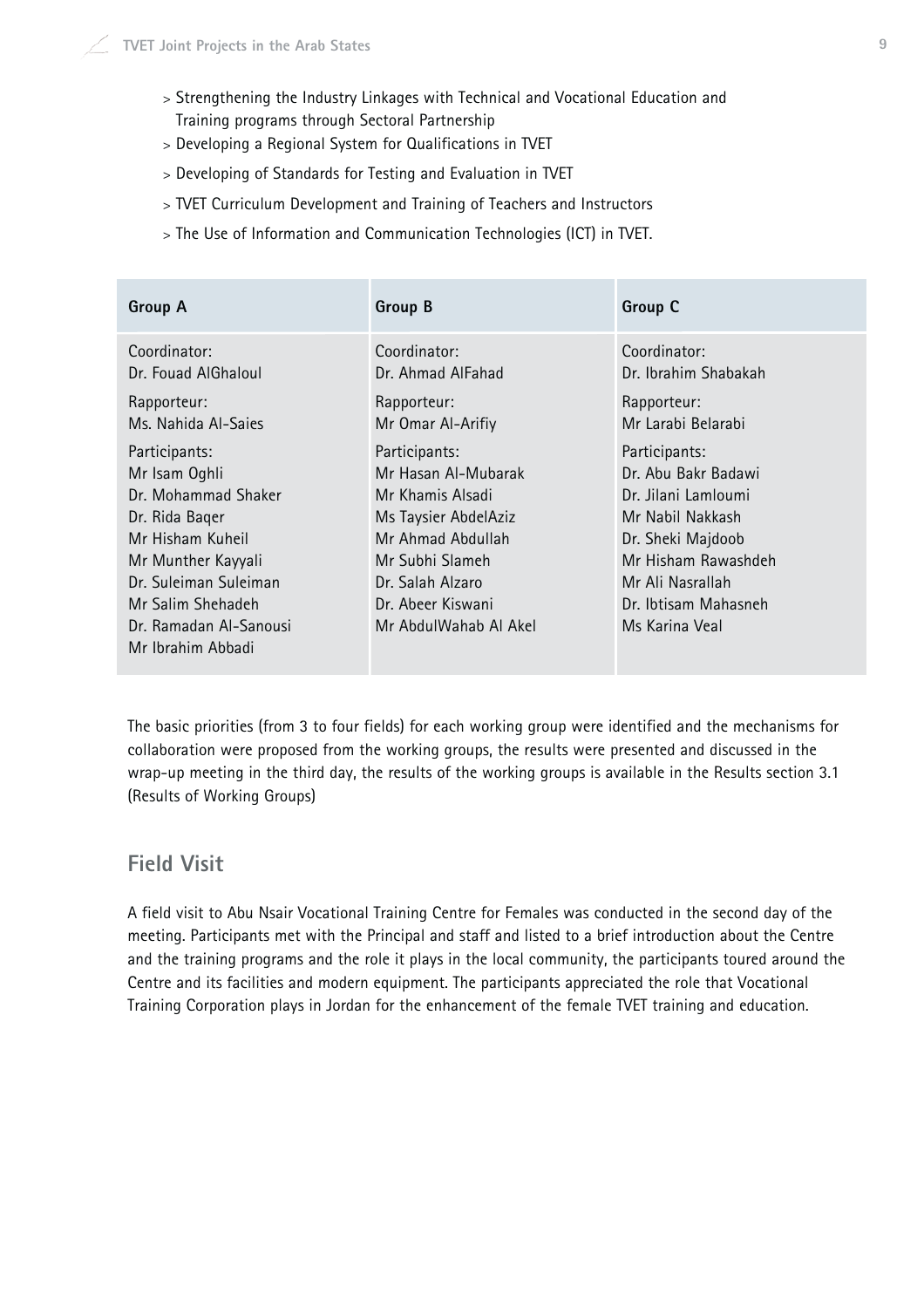- Strengthening the Industry Linkages with Technical and Vocational Education and Training programs through Sectoral Partnership
- Developing a Regional System for Qualifications in TVET
- Developing of Standards for Testing and Evaluation in TVET
- TVET Curriculum Development and Training of Teachers and Instructors
- The Use of Information and Communication Technologies (ICT) in TVET.

| Group A | Group B | Group C |
|---|---|---|
| Coordinator:<br>Dr. Fouad AlGhaloul | Coordinator:<br>Dr. Ahmad AlFahad | Coordinator:<br>Dr. Ibrahim Shabakah |
| Rapporteur:<br>Ms. Nahida Al-Saies | Rapporteur:<br>Mr Omar Al-Arifiy | Rapporteur:<br>Mr Larabi Belarabi |
| Participants:<br>Mr Isam Oghli<br>Dr. Mohammad Shaker<br>Dr. Rida Baqer<br>Mr Hisham Kuheil<br>Mr Munther Kayyali<br>Dr. Suleiman Suleiman<br>Mr Salim Shehadeh<br>Dr. Ramadan Al-Sanousi<br>Mr Ibrahim Abbadi | Participants:<br>Mr Hasan Al-Mubarak<br>Mr Khamis Alsadi<br>Ms Taysier AbdelAziz<br>Mr Ahmad Abdullah<br>Mr Subhi Slameh<br>Dr. Salah Alzaro<br>Dr. Abeer Kiswani<br>Mr AbdulWahab Al Akel | Participants:<br>Dr. Abu Bakr Badawi<br>Dr. Jilani Lamloumi<br>Mr Nabil Nakkash<br>Dr. Sheki Majdoob<br>Mr Hisham Rawashdeh<br>Mr Ali Nasrallah<br>Dr. Ibtisam Mahasneh<br>Ms Karina Veal |

The basic priorities (from 3 to four fields) for each working group were identified and the mechanisms for collaboration were proposed from the working groups, the results were presented and discussed in the wrap-up meeting in the third day, the results of the working groups is available in the Results section 3.1 (Results of Working Groups)

## Field Visit

A field visit to Abu Nsair Vocational Training Centre for Females was conducted in the second day of the meeting. Participants met with the Principal and staff and listed to a brief introduction about the Centre and the training programs and the role it plays in the local community, the participants toured around the Centre and its facilities and modern equipment. The participants appreciated the role that Vocational Training Corporation plays in Jordan for the enhancement of the female TVET training and education.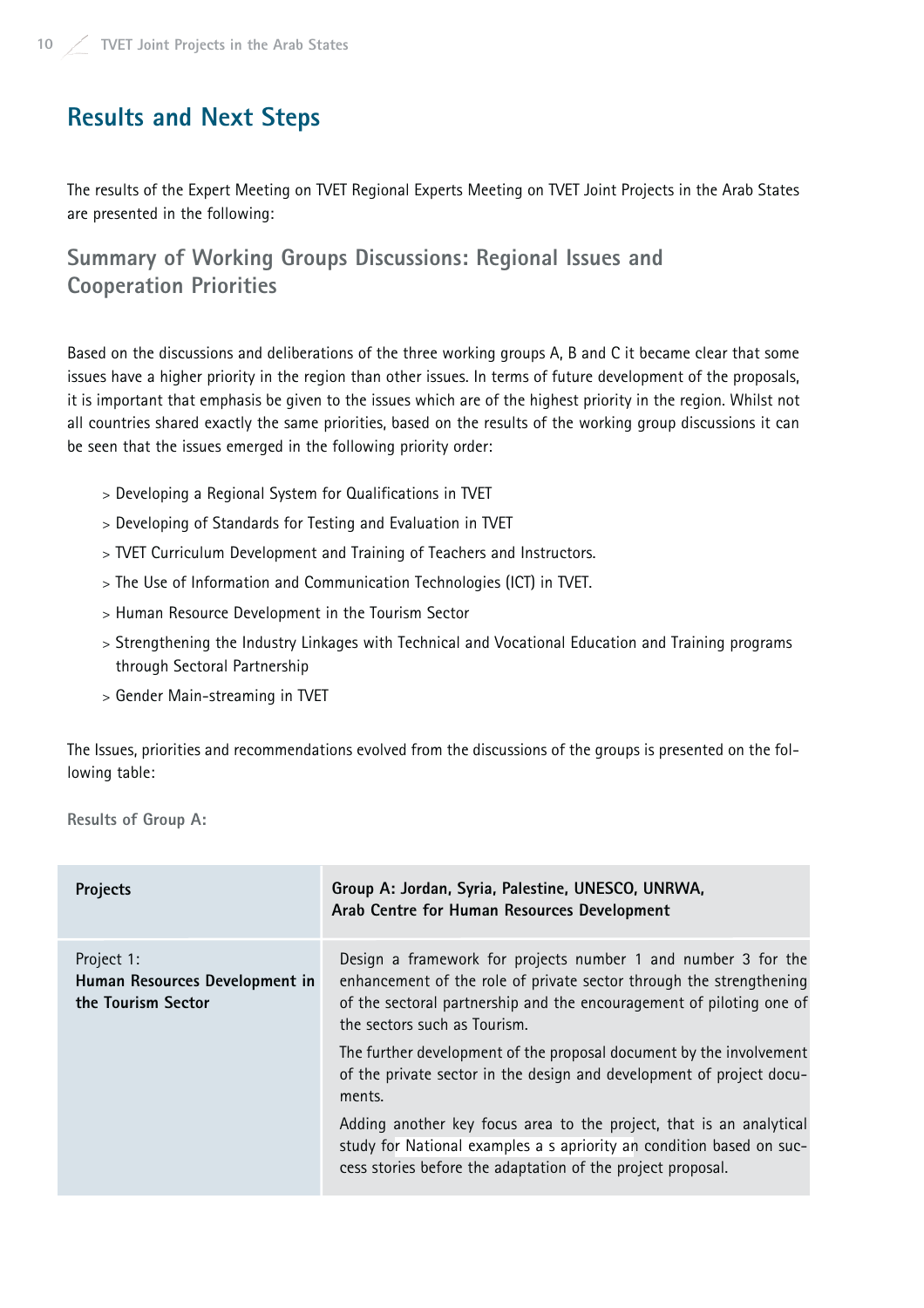# Results and Next Steps

The results of the Expert Meeting on TVET Regional Experts Meeting on TVET Joint Projects in the Arab States are presented in the following:

## Summary of Working Groups Discussions: Regional Issues and Cooperation Priorities

Based on the discussions and deliberations of the three working groups A, B and C it became clear that some issues have a higher priority in the region than other issues. In terms of future development of the proposals, it is important that emphasis be given to the issues which are of the highest priority in the region. Whilst not all countries shared exactly the same priorities, based on the results of the working group discussions it can be seen that the issues emerged in the following priority order:

- Developing a Regional System for Qualifications in TVET
- Developing of Standards for Testing and Evaluation in TVET
- TVET Curriculum Development and Training of Teachers and Instructors.
- The Use of Information and Communication Technologies (ICT) in TVET.
- Human Resource Development in the Tourism Sector
- Strengthening the Industry Linkages with Technical and Vocational Education and Training programs through Sectoral Partnership
- Gender Main-streaming in TVET

The Issues, priorities and recommendations evolved from the discussions of the groups is presented on the following table:

**Results of Group A:**

| Projects | Group A: Jordan, Syria, Palestine, UNESCO, UNRWA, Arab Centre for Human Resources Development |
|---|---|
| Project 1: **Human Resources Development in the Tourism Sector** | Design a framework for projects number 1 and number 3 for the enhancement of the role of private sector through the strengthening of the sectoral partnership and the encouragement of piloting one of the sectors such as Tourism.<br><br>The further development of the proposal document by the involvement of the private sector in the design and development of project documents.<br><br>Adding another key focus area to the project, that is an analytical study for National examples a s apriority an condition based on success stories before the adaptation of the project proposal. |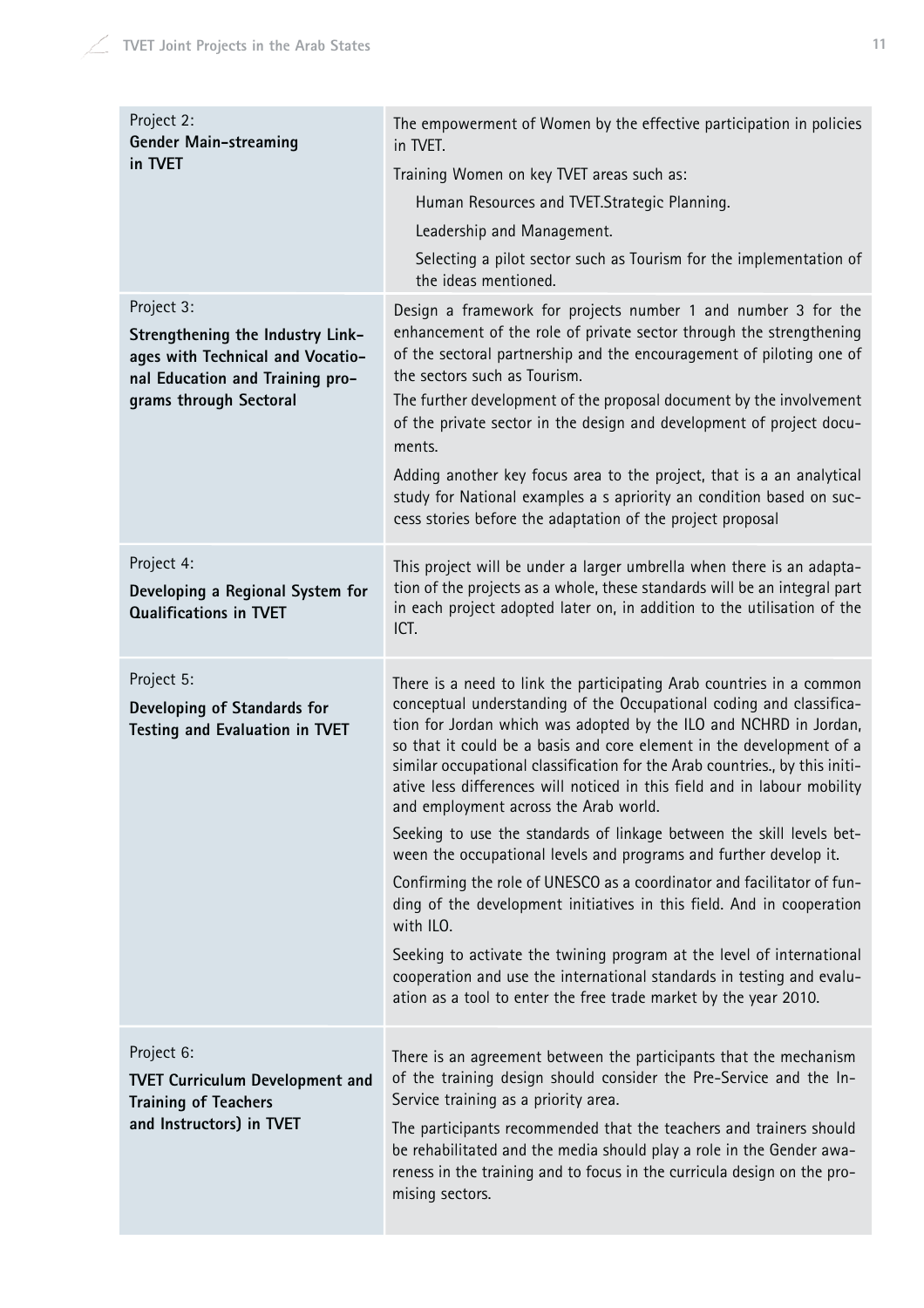| | |
|---|---|
| Project 2: **Gender Main-streaming in TVET** | The empowerment of Women by the effective participation in policies in TVET.<br>Training Women on key TVET areas such as:<br>Human Resources and TVET.Strategic Planning.<br>Leadership and Management.<br>Selecting a pilot sector such as Tourism for the implementation of the ideas mentioned. |
| Project 3: **Strengthening the Industry Linkages with Technical and Vocational Education and Training programs through Sectoral** | Design a framework for projects number 1 and number 3 for the enhancement of the role of private sector through the strengthening of the sectoral partnership and the encouragement of piloting one of the sectors such as Tourism.<br>The further development of the proposal document by the involvement of the private sector in the design and development of project documents.<br>Adding another key focus area to the project, that is a an analytical study for National examples a s apriority an condition based on success stories before the adaptation of the project proposal |
| Project 4: **Developing a Regional System for Qualifications in TVET** | This project will be under a larger umbrella when there is an adaptation of the projects as a whole, these standards will be an integral part in each project adopted later on, in addition to the utilisation of the ICT. |
| Project 5: **Developing of Standards for Testing and Evaluation in TVET** | There is a need to link the participating Arab countries in a common conceptual understanding of the Occupational coding and classification for Jordan which was adopted by the ILO and NCHRD in Jordan, so that it could be a basis and core element in the development of a similar occupational classification for the Arab countries., by this initiative less differences will noticed in this field and in labour mobility and employment across the Arab world.<br>Seeking to use the standards of linkage between the skill levels between the occupational levels and programs and further develop it.<br>Confirming the role of UNESCO as a coordinator and facilitator of funding of the development initiatives in this field. And in cooperation with ILO.<br>Seeking to activate the twining program at the level of international cooperation and use the international standards in testing and evaluation as a tool to enter the free trade market by the year 2010. |
| Project 6: **TVET Curriculum Development and Training of Teachers and Instructors) in TVET** | There is an agreement between the participants that the mechanism of the training design should consider the Pre-Service and the In-Service training as a priority area.<br>The participants recommended that the teachers and trainers should be rehabilitated and the media should play a role in the Gender awareness in the training and to focus in the curricula design on the promising sectors. |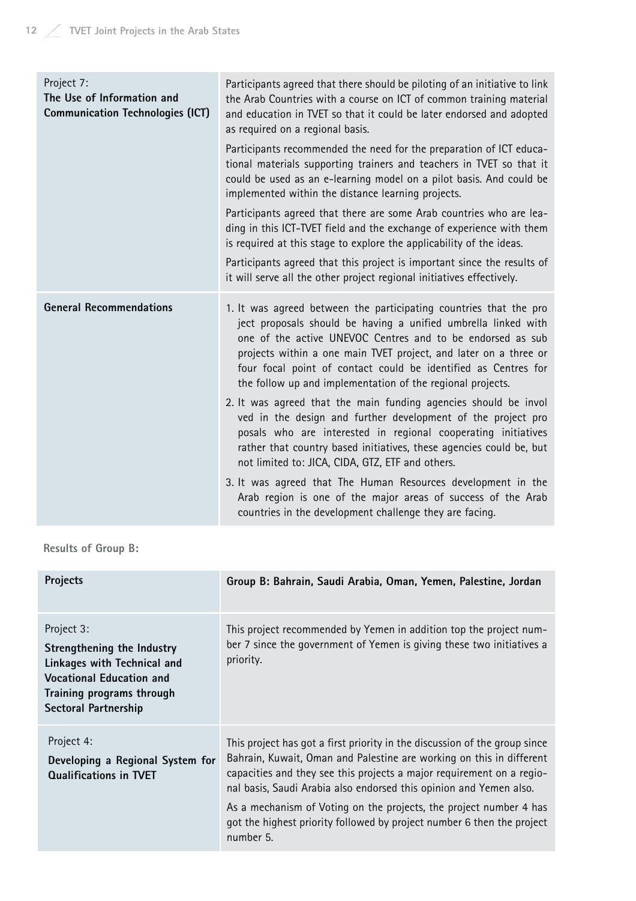| | |
|---|---|
| Project 7:<br>**The Use of Information and Communication Technologies (ICT)** | Participants agreed that there should be piloting of an initiative to link the Arab Countries with a course on ICT of common training material and education in TVET so that it could be later endorsed and adopted as required on a regional basis.<br><br>Participants recommended the need for the preparation of ICT educational materials supporting trainers and teachers in TVET so that it could be used as an e-learning model on a pilot basis. And could be implemented within the distance learning projects.<br><br>Participants agreed that there are some Arab countries who are leading in this ICT-TVET field and the exchange of experience with them is required at this stage to explore the applicability of the ideas.<br><br>Participants agreed that this project is important since the results of it will serve all the other project regional initiatives effectively. |
| **General Recommendations** | 1. It was agreed between the participating countries that the pro ject proposals should be having a unified umbrella linked with one of the active UNEVOC Centres and to be endorsed as sub projects within a one main TVET project, and later on a three or four focal point of contact could be identified as Centres for the follow up and implementation of the regional projects.<br><br>2. It was agreed that the main funding agencies should be invol ved in the design and further development of the project pro posals who are interested in regional cooperating initiatives rather that country based initiatives, these agencies could be, but not limited to: JICA, CIDA, GTZ, ETF and others.<br><br>3. It was agreed that The Human Resources development in the Arab region is one of the major areas of success of the Arab countries in the development challenge they are facing. |

Results of Group B:

| **Projects** | **Group B: Bahrain, Saudi Arabia, Oman, Yemen, Palestine, Jordan** |
|---|---|
| Project 3:<br>**Strengthening the Industry Linkages with Technical and Vocational Education and Training programs through Sectoral Partnership** | This project recommended by Yemen in addition top the project number 7 since the government of Yemen is giving these two initiatives a priority. |
| Project 4:<br>**Developing a Regional System for Qualifications in TVET** | This project has got a first priority in the discussion of the group since Bahrain, Kuwait, Oman and Palestine are working on this in different capacities and they see this projects a major requirement on a regional basis, Saudi Arabia also endorsed this opinion and Yemen also.<br><br>As a mechanism of Voting on the projects, the project number 4 has got the highest priority followed by project number 6 then the project number 5. |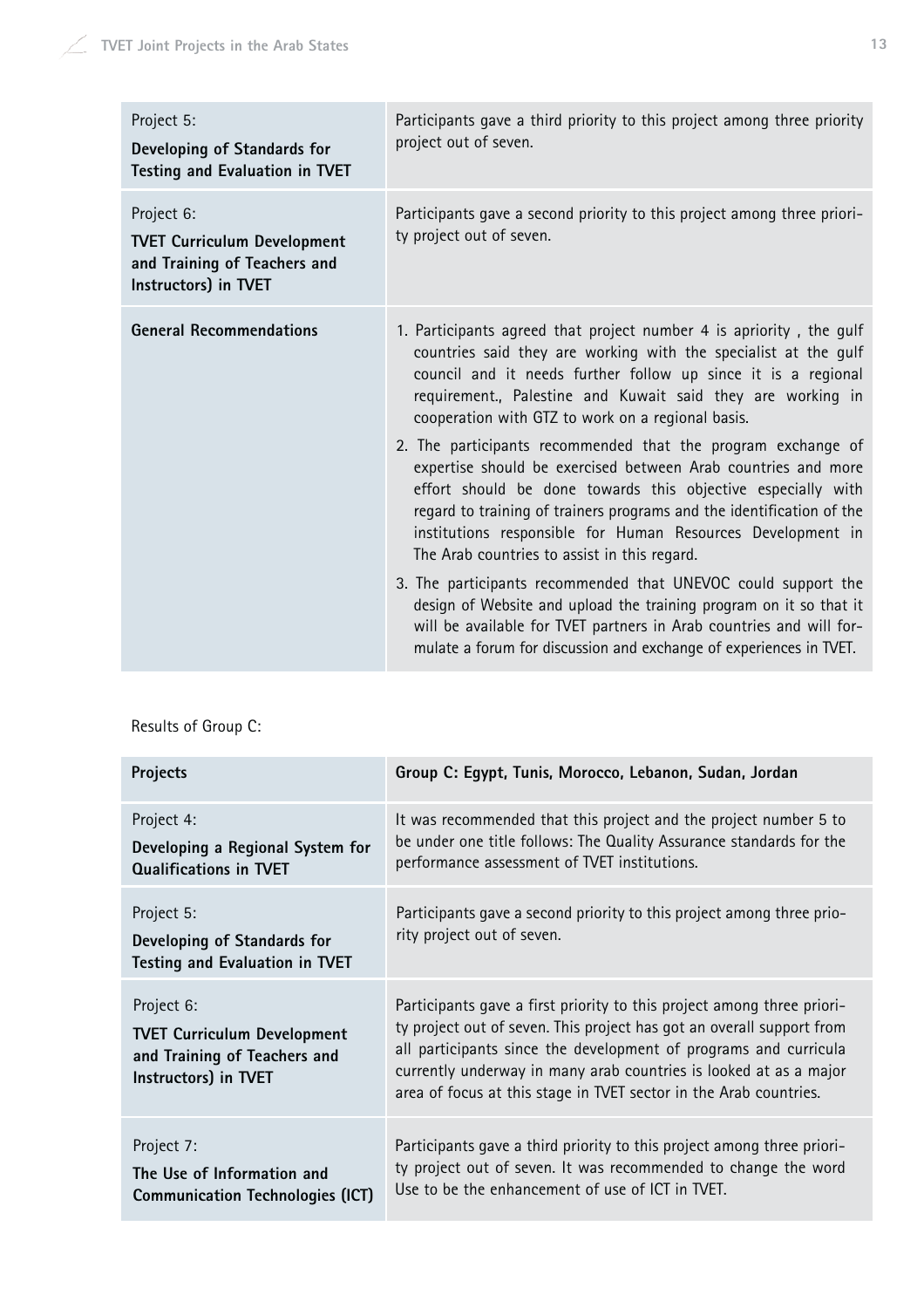| | |
|---|---|
| Project 5:<br>**Developing of Standards for Testing and Evaluation in TVET** | Participants gave a third priority to this project among three priority project out of seven. |
| Project 6:<br>**TVET Curriculum Development and Training of Teachers and Instructors) in TVET** | Participants gave a second priority to this project among three priority project out of seven. |
| **General Recommendations** | 1. Participants agreed that project number 4 is apriority , the gulf countries said they are working with the specialist at the gulf council and it needs further follow up since it is a regional requirement., Palestine and Kuwait said they are working in cooperation with GTZ to work on a regional basis.<br>2. The participants recommended that the program exchange of expertise should be exercised between Arab countries and more effort should be done towards this objective especially with regard to training of trainers programs and the identification of the institutions responsible for Human Resources Development in The Arab countries to assist in this regard.<br>3. The participants recommended that UNEVOC could support the design of Website and upload the training program on it so that it will be available for TVET partners in Arab countries and will formulate a forum for discussion and exchange of experiences in TVET. |

Results of Group C:

| **Projects** | **Group C: Egypt, Tunis, Morocco, Lebanon, Sudan, Jordan** |
|---|---|
| Project 4:<br>**Developing a Regional System for Qualifications in TVET** | It was recommended that this project and the project number 5 to be under one title follows: The Quality Assurance standards for the performance assessment of TVET institutions. |
| Project 5:<br>**Developing of Standards for Testing and Evaluation in TVET** | Participants gave a second priority to this project among three priority project out of seven. |
| Project 6:<br>**TVET Curriculum Development and Training of Teachers and Instructors) in TVET** | Participants gave a first priority to this project among three priority project out of seven. This project has got an overall support from all participants since the development of programs and curricula currently underway in many arab countries is looked at as a major area of focus at this stage in TVET sector in the Arab countries. |
| Project 7:<br>**The Use of Information and Communication Technologies (ICT)** | Participants gave a third priority to this project among three priority project out of seven. It was recommended to change the word Use to be the enhancement of use of ICT in TVET. |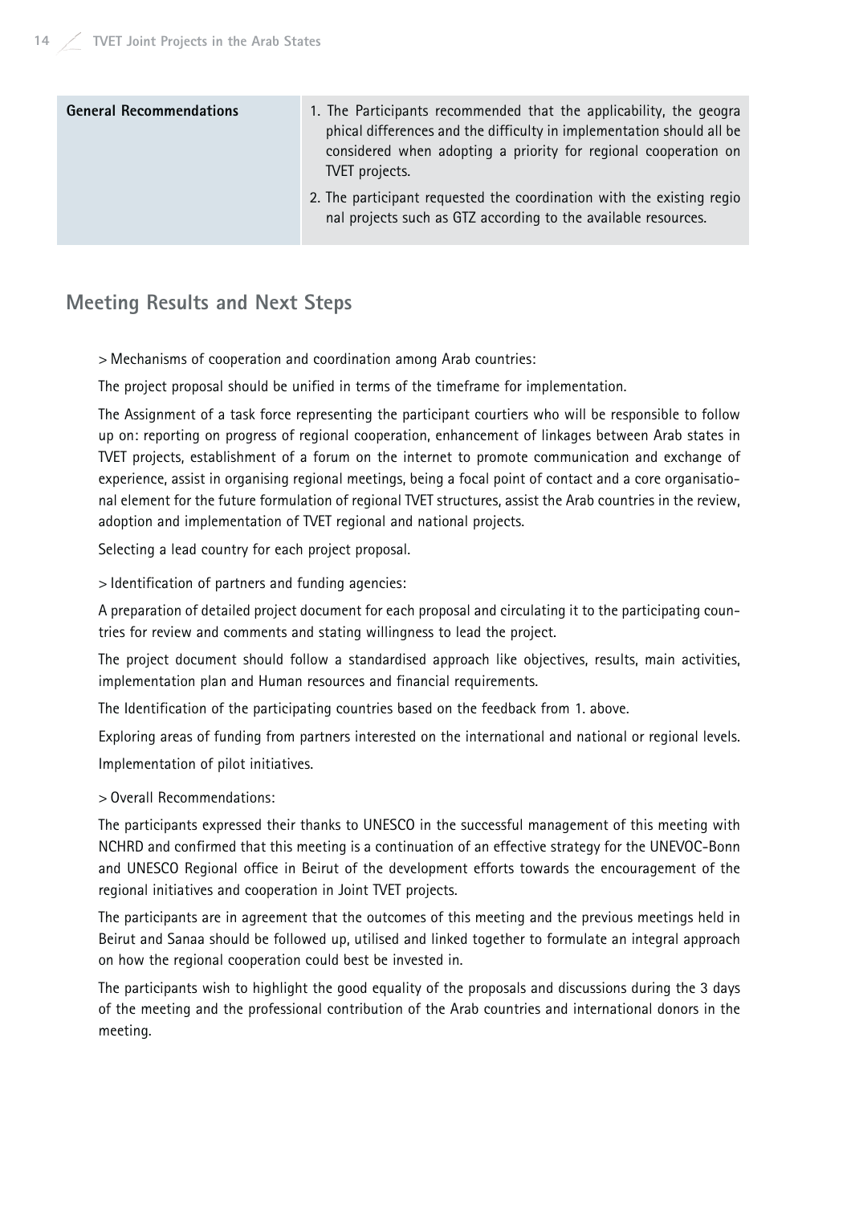| | |
|---|---|
| **General Recommendations** | 1. The Participants recommended that the applicability, the geographical differences and the difficulty in implementation should all be considered when adopting a priority for regional cooperation on TVET projects.<br>2. The participant requested the coordination with the existing regional projects such as GTZ according to the available resources. |

## Meeting Results and Next Steps

> Mechanisms of cooperation and coordination among Arab countries:

The project proposal should be unified in terms of the timeframe for implementation.

The Assignment of a task force representing the participant courtiers who will be responsible to follow up on: reporting on progress of regional cooperation, enhancement of linkages between Arab states in TVET projects, establishment of a forum on the internet to promote communication and exchange of experience, assist in organising regional meetings, being a focal point of contact and a core organisational element for the future formulation of regional TVET structures, assist the Arab countries in the review, adoption and implementation of TVET regional and national projects.

Selecting a lead country for each project proposal.

> Identification of partners and funding agencies:

A preparation of detailed project document for each proposal and circulating it to the participating countries for review and comments and stating willingness to lead the project.

The project document should follow a standardised approach like objectives, results, main activities, implementation plan and Human resources and financial requirements.

The Identification of the participating countries based on the feedback from 1. above.

Exploring areas of funding from partners interested on the international and national or regional levels.

Implementation of pilot initiatives.

> Overall Recommendations:

The participants expressed their thanks to UNESCO in the successful management of this meeting with NCHRD and confirmed that this meeting is a continuation of an effective strategy for the UNEVOC-Bonn and UNESCO Regional office in Beirut of the development efforts towards the encouragement of the regional initiatives and cooperation in Joint TVET projects.

The participants are in agreement that the outcomes of this meeting and the previous meetings held in Beirut and Sanaa should be followed up, utilised and linked together to formulate an integral approach on how the regional cooperation could best be invested in.

The participants wish to highlight the good equality of the proposals and discussions during the 3 days of the meeting and the professional contribution of the Arab countries and international donors in the meeting.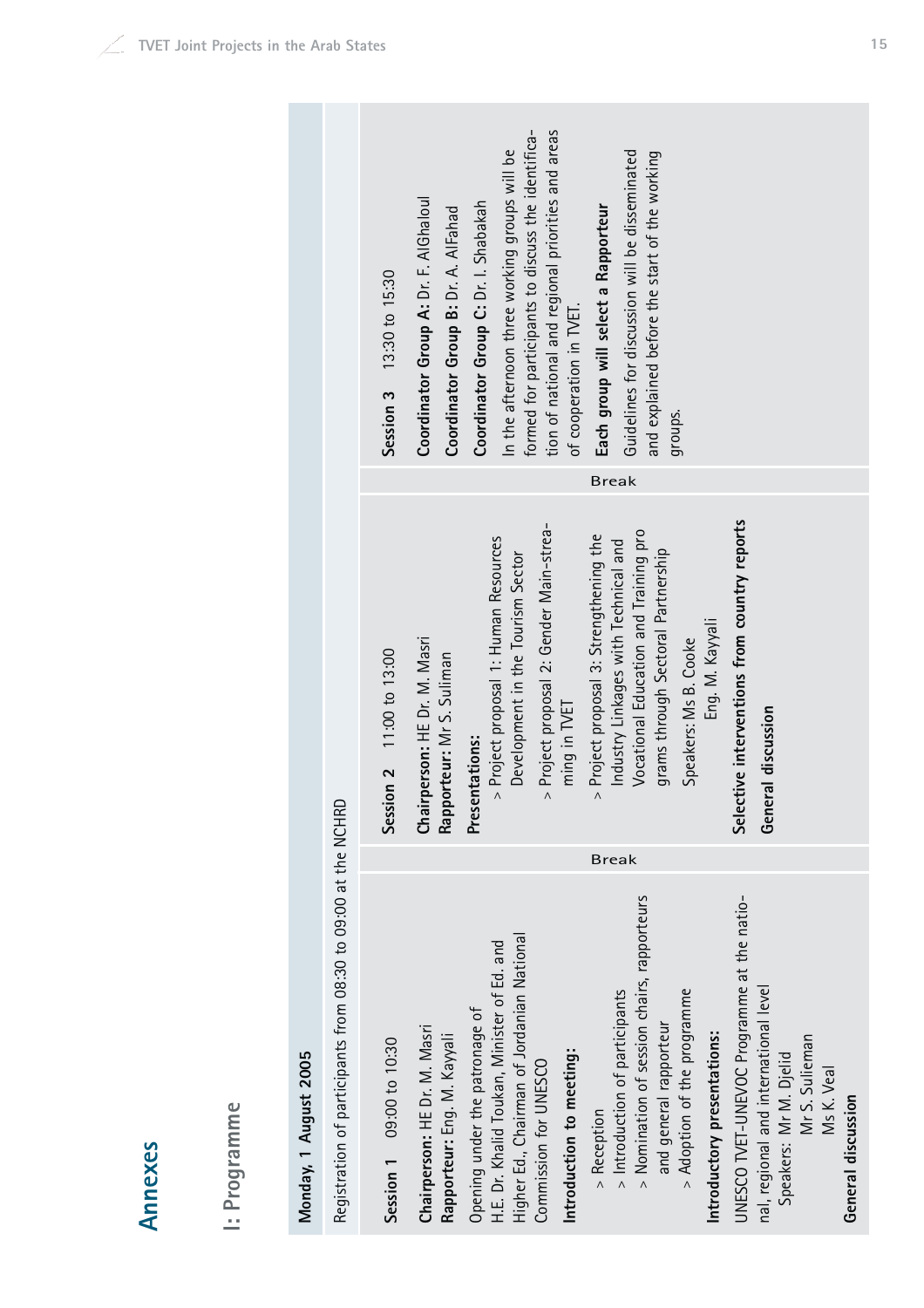# Annexes

## I: Programme

**Monday, 1 August 2005**

Registration of participants from 08:30 to 09:00 at the NCHRD

**Session 1** 09:00 to 10:30

**Chairperson:** HE Dr. M. Masri
**Rapporteur:** Eng. M. Kayyali

Opening under the patronage of H.E. Dr. Khalid Toukan, Minister of Ed. and Higher Ed., Chairman of Jordanian National Commission for UNESCO

**Introduction to meeting:**

> Reception
> Introduction of participants
> Nomination of session chairs, rapporteurs and general rapporteur
> Adoption of the programme

**Introductory presentations:**

UNESCO TVET-UNEVOC Programme at the national, regional and international level
Speakers: Mr M. Djelid
Mr S. Sulieman
Ms K. Veal

**General discussion**

Break

**Session 2** 11:00 to 13:00

**Chairperson:** HE Dr. M. Masri
**Rapporteur:** Mr S. Suliman

**Presentations:**

> Project proposal 1: Human Resources Development in the Tourism Sector
> Project proposal 2: Gender Main-streaming in TVET
> Project proposal 3: Strengthening the Industry Linkages with Technical and Vocational Education and Training programs through Sectoral Partnership

Speakers: Ms B. Cooke
Eng. M. Kayyali

**Selective interventions from country reports**

**General discussion**

Break

**Session 3** 13:30 to 15:30

**Coordinator Group A:** Dr. F. AlGhaloul
**Coordinator Group B:** Dr. A. AlFahad
**Coordinator Group C:** Dr. I. Shabakah

In the afternoon three working groups will be formed for participants to discuss the identification of national and regional priorities and areas of cooperation in TVET.

**Each group will select a Rapporteur**

Guidelines for discussion will be disseminated and explained before the start of the working groups.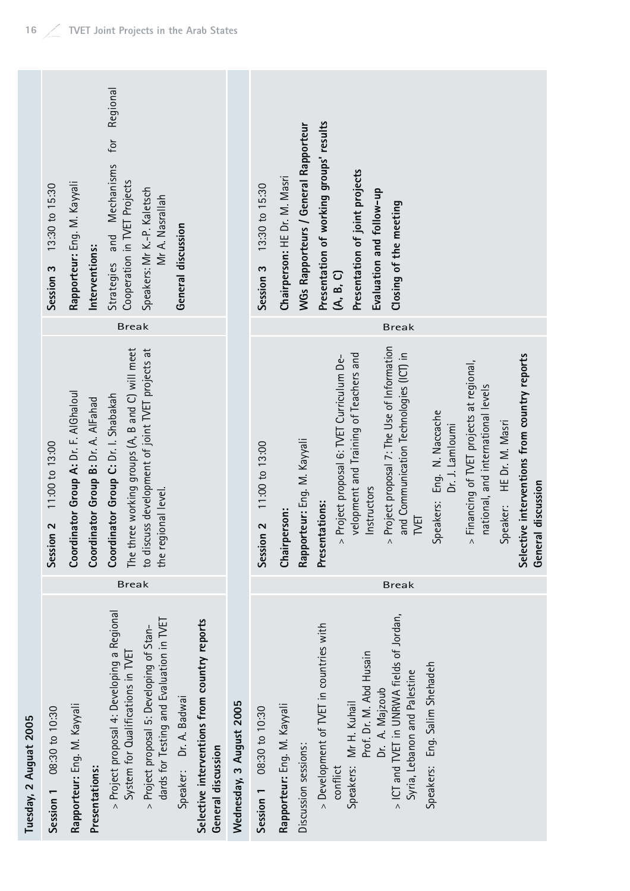## Tuesday, 2 Auguat 2005

**Session 1** 08:30 to 10:30

**Rapporteur:** Eng. M. Kayyali

**Presentations:**

> Project proposal 4: Developing a Regional System for Qualifications in TVET

> Project proposal 5: Developing of Standards for Testing and Evaluation in TVET

Speaker: Dr. A. Badwai

**Selective interventions from country reports**

**General discussion**

Break

**Session 2** 11:00 to 13:00

**Coordinator Group A:** Dr. F. AlGhaloul

**Coordinator Group B:** Dr. A. AlFahad

**Coordinator Group C:** Dr. I. Shabakah

The three working groups (A, B and C) will meet to discuss development of joint TVET projects at the regional level.

Break

**Session 3** 13:30 to 15:30

**Rapporteur:** Eng. M. Kayyali

**Interventions:**

Strategies and Mechanisms for Regional Cooperation in TVET Projects

Speakers: Mr K.-P. Kaletsch
Mr A. Nasrallah

**General discussion**

## Wednesday, 3 August 2005

**Session 1** 08:30 to 10:30

**Rapporteur:** Eng. M. Kayyali

Discussion sessions:

> Development of TVET in countries with conflict

Speakers: Mr H. Kuhail
Prof. Dr. M. Abd Husain
Dr. A. Majzoub

> ICT and TVET in UNRWA fields of Jordan, Syria, Lebanon and Palestine

Speakers: Eng. Salim Shehadeh

Break

**Session 2** 11:00 to 13:00

**Chairperson:**

**Rapporteur:** Eng. M. Kayyali

**Presentations:**

> Project proposal 6: TVET Curriculum Development and Training of Teachers and Instructors

> Project proposal 7: The Use of Information and Communication Technologies (ICT) in TVET

Speakers: Eng. N. Naccache
Dr. J. Lamloumi

> Financing of TVET projects at regional, national, and international levels

Speaker: HE Dr. M. Masri

**Selective interventions from country reports**

**General discussion**

Break

**Session 3** 13:30 to 15:30

**Chairperson:** HE Dr. M. Masri

**WGs Rapporteurs / General Rapporteur**

**Presentation of working groups' results (A, B, C)**

**Presentation of joint projects**

**Evaluation and follow-up**

**Closing of the meeting**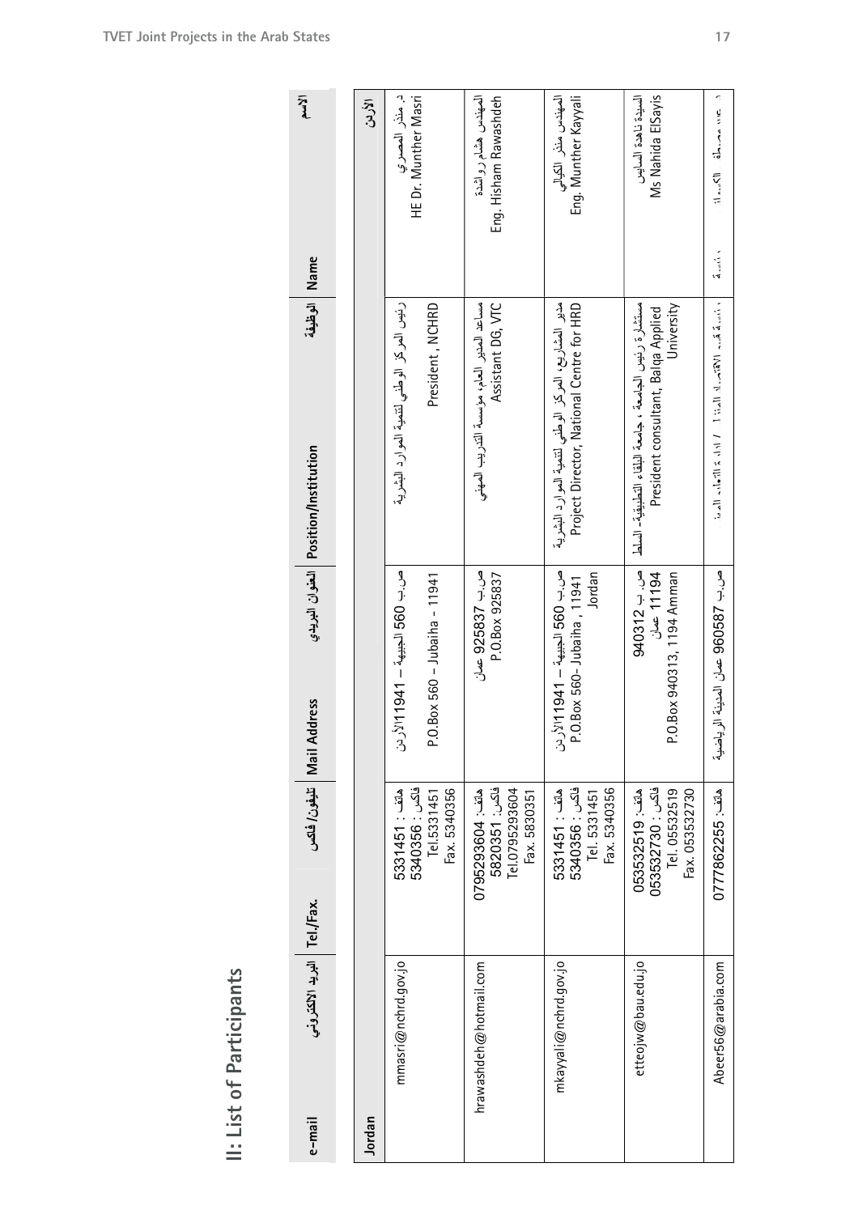## II: List of Participants

| e-mail البريد الالكتروني | Tel./Fax. تليفون/ فاكس | Mail Address العنوان البريدي | Position/Institution الوظيفة | Name الاسم |
|---|---|---|---|---|
| **Jordan** | | | | الأردن |
| mmasri@nchrd.gov.jo | هاتف : 5331451 فاكس : 5340356 Tel.5331451 Fax. 5340356 | ص.ب 560 الجبيهة – 11941الأردن P.O.Box 560 – Jubaiha - 11941 | رئيس المركز الوطني لتنمية الموارد البشرية President , NCHRD | د. منذر المصري HE Dr. Munther Masri |
| hrawashdeh@hotmail.com | هاتف: 0795293604 فاكس: 5820351 Tel.0795293604 Fax. 5830351 | ص.ب 925837 عمان P.O.Box 925837 | مساعد المدير العام، مؤسسة التدريب المهني Assistant DG, VTC | المهندس هشام رواشدة Eng. Hisham Rawashdeh |
| mkayyali@nchrd.gov.jo | هاتف : 5331451 فاكس : 5340356 Tel. 5331451 Fax. 5340356 | ص.ب 560 الجبيهة – 11941الأردن P.O.Box 560– Jubaiha , 11941 Jordan | مدير المشاريع، المركز الوطني لتنمية الموارد البشرية Project Director, National Centre for HRD | المهندس منذر الكيالي Eng. Munther Kayyali |
| etteojw@bau.edu.jo | هاتف: 053532519 فاكس : 053532730 Tel. 05532519 Fax. 053532730 | ص. ب 940312 عمان 11194 P.O.Box 940313, 1194 Amman | مستشارة رئيس الجامعة ، جامعة البلقاء التطبيقية- السلط President consultant, Balqa Applied University | السيدة ناهدة السايس Ms Nahida ElSayis |
| Abeer56@arabia.com | هاتف: 0777862255 | ص.ب 960587 عمان المدينة الرياضية | ... | ... |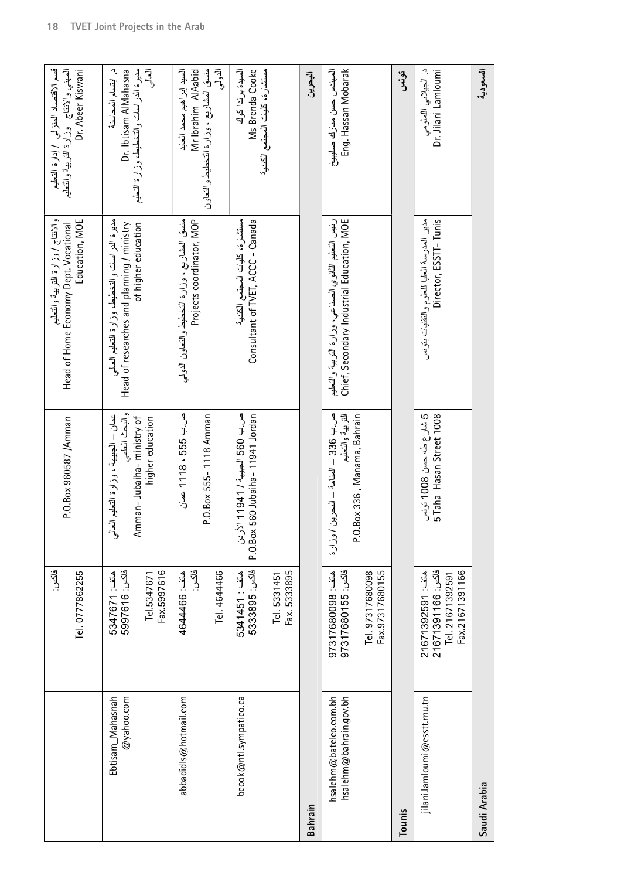| | | | | |
|---|---|---|---|---|
| قسم الاقتصاد المنزلي / إدارة التعليم المهني والانتاج وزارة التربية والتعليم Dr. Abeer Kiswani | والانتاج / وزارة التربية والتعليم Head of Home Economy Dept. Vocational Education, MOE | P.O.Box 960587 /Amman | فاكس: Tel. 0777862255 | |
| د. ابتسام المحاسنة Dr. Ibtisam AlMahasna مديرة الدراسات والتخطيط، وزارة التعليم العالي | مديرة الدراسات والتخطيط، وزارة التعليم العالي Head of researches and planning / ministry of higher education | عمان – الجبيهة، وزارة التعليم العالي والبحث العلمي Amman- Jubaiha- ministry of higher education | هاتف: 5347671 فاكس: 5997616 Tel.5347671 Fax.5997616 | Ebtisam_Mahasnah @yahoo.com |
| السيد ابراهيم محمد العابد Mr Ibrahim AlAabid منسق المشاريع، وزارة التخطيط والتعاون الدولي | منسق المشاريع، وزارة التخطيط والتعاون الدولي Projects coordinator, MOP | ص.ب 555، 1118 عمان P.O.Box 555- 1118 Amman | هاتف: 4644466 فاكس: Tel. 4644466 | abbadidls@hotmail.com |
| السيدة بريندا كوك Ms Brenda Cooke مستشارة، كليات المجتمع الكندية | مستشارة، كليات المجتمع الكندية Consultant of TVET, ACCC - Canada | ص.ب 560 الجبيهة / 11941 الأردن P.O.Box 560 Jubaiha- 11941 Jordan | هاتف: 5341451 فاكس: 5333895 Tel. 5331451 Fax. 5333895 | bcook@ntl.sympatico.ca |
| البحرين | | | | Bahrain |
| المهندس حسن مبارك صليبيخ Eng. Hassan Mobarak | رئيس التعليم الثانوي الصناعي، وزارة التربية والتعليم Chief, Secondary Industrial Education, MOE | ص.ب 336 – المنامة – البحرين / وزارة التربية والتعليم P.O.Box 336 , Manama, Bahrain | هاتف: 97317680098 فاكس: 97317680155 Tel. 97317680098 Fax.97317680155 | hsalehm@batelco.com.bh hsalehm@bahrain.gov.bh |
| تونس | | | | Tounis |
| د. الجيلاني اللملومي Dr. Jilani Lamloumi | مدير المدرسة العليا للعلوم والتقنيات بتونس Director, ESSTT- Tunis | 5 شارع طه حسن 1008 تونس 5 Taha Hasan Street 1008 | هاتف: 21671392591 فاكس: 21671391166 Tel. 21671392591 Fax.21671391166 | jilani.lamloumi@esstt.rnu.tn |
| السعودية | | | | Saudi Arabia |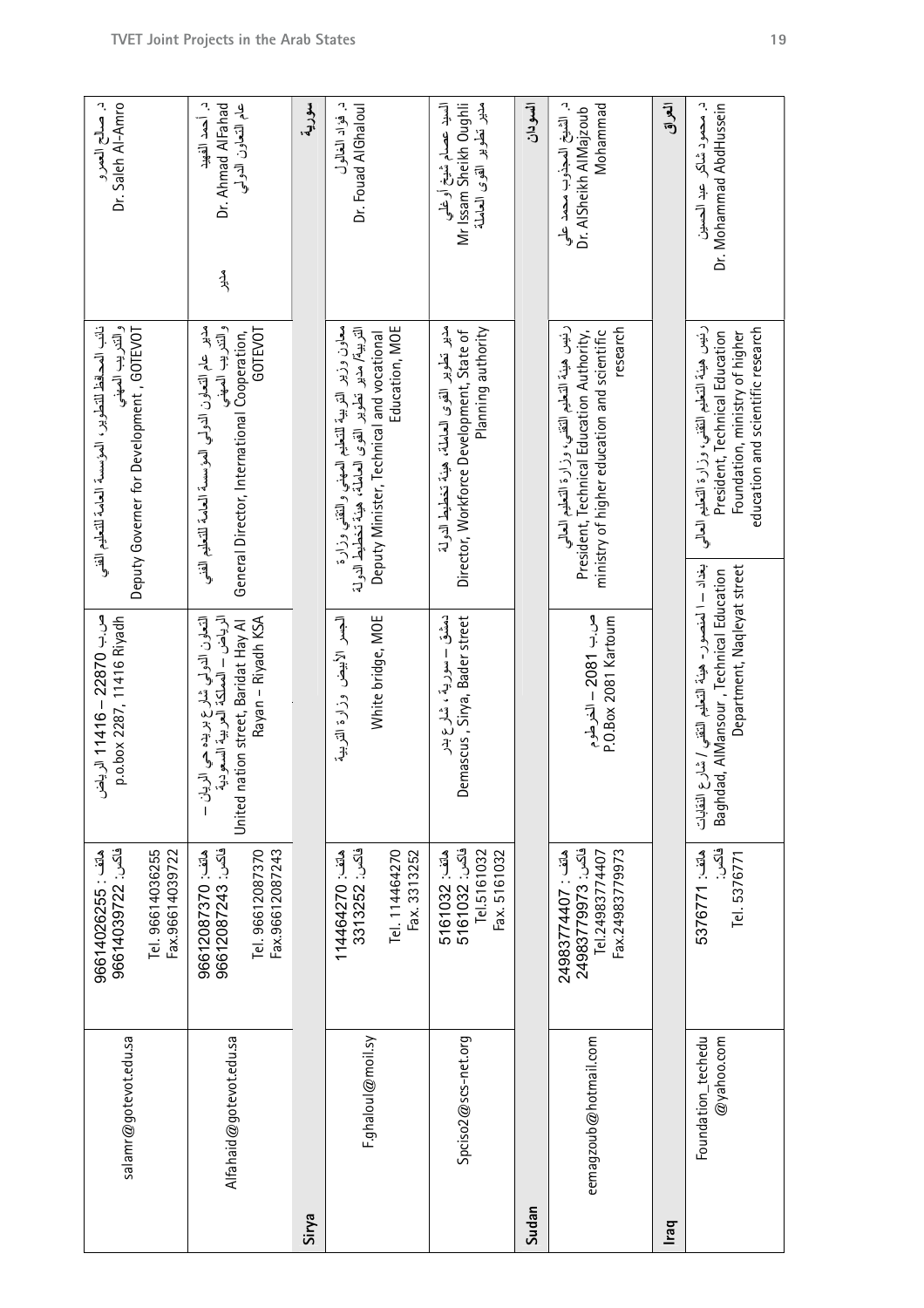| | | | | | |
|---|---|---|---|---|---|
| د. صالح العمرو<br>Dr. Saleh Al-Amro | | نائب المحافظ للتطوير، المؤسسة العامة للتعليم الفني والتدريب المهني<br>Deputy Governer for Development , GOTEVOT | ص.ب 22870 – 11416 الرياض<br>p.o.box 2287, 11416 Riyadh | هاتف : 96614026255<br>فاكس: 96614039722<br>Tel. 96614036255<br>Fax.96614039722 | salamr@gotevot.edu.sa |
| د. أحمد الفهيد<br>Dr. Ahmad AlFahad<br>عام التعاون الدولي | مدير | مدير عام التعاون الدولي المؤسسة العامة للتعليم الفني والتدريب المهني<br>General Director, International Cooperation, GOTEVOT | التعاون الدولي شارع بريده حي الريان – الرياض – المملكة العربية السعودية<br>United nation street, Baridat Hay Al Rayan – Riyadh KSA | هاتف: 96612087370<br>فاكس: 96612087243<br>Tel. 96612087370<br>Fax.96612087243 | Alfahaid@gotevot.edu.sa |
| **سورية** | | | | | **Sirya** |
| د. فؤاد الغلول<br>Dr. Fouad AlGhaloul | | معاون وزير التربية للتعليم المهني والتقني وزارة التربية/ مدير تطوير القوى العاملة، هيئة تخطيط الدولة<br>Deputy Minister, Technical and vocational Education, MOE | الجسر الأبيض وزارة التربية<br>White bridge, MOE | هاتف: 114464270<br>فاكس: 3313252<br>Tel. 114464270<br>Fax. 3313252 | F.ghaloul@moil.sy |
| السيد عصام شيخ أوغلي<br>Mr Issam Sheikh Oughli<br>مدير تطوير القوى العاملة | | مدير تطوير القوى العاملة، هيئة تخطيط الدولة<br>Director, Workforce Development, State of Planning authority | دمشق – سورية، شارع بدر<br>Demascus , Sirya, Bader street | هاتف: 5161032<br>فاكس: 5161032<br>Tel.5161032<br>Fax. 5161032 | Spciso2@scs-net.org |
| **السودان** | | | | | **Sudan** |
| د. الشيخ المجذوب محمد علي<br>Dr. AlSheikh AlMajzoub Mohammad | | رئيس هيئة التعليم التقني، وزارة التعليم العالي<br>President, Technical Education Authority, ministry of higher education and scientific research | ص.ب 2081 – الخرطوم<br>P.O.Box 2081 Kartoum | هاتف : 24983774407<br>فاكس: 24983779973<br>Tel.24983774407<br>Fax.24983779973 | eemagzoub@hotmail.com |
| **العراق** | | | | | **Iraq** |
| د. محمود شاكر عبد الحسين<br>Dr. Mohammad AbdHussein | | رئيس هيئة التعليم التقني، وزارة التعليم العالي<br>President, Technical Education Foundation, ministry of higher education and scientific research | بغداد – المنصور- هيئة التعليم التقني / شارع النقابات<br>Baghdad, AlMansour , Technical Education Department, Naqleyat street | هاتف: 5376771<br>فاكس:<br>Tel. 5376771 | Foundation_techedu@yahoo.com |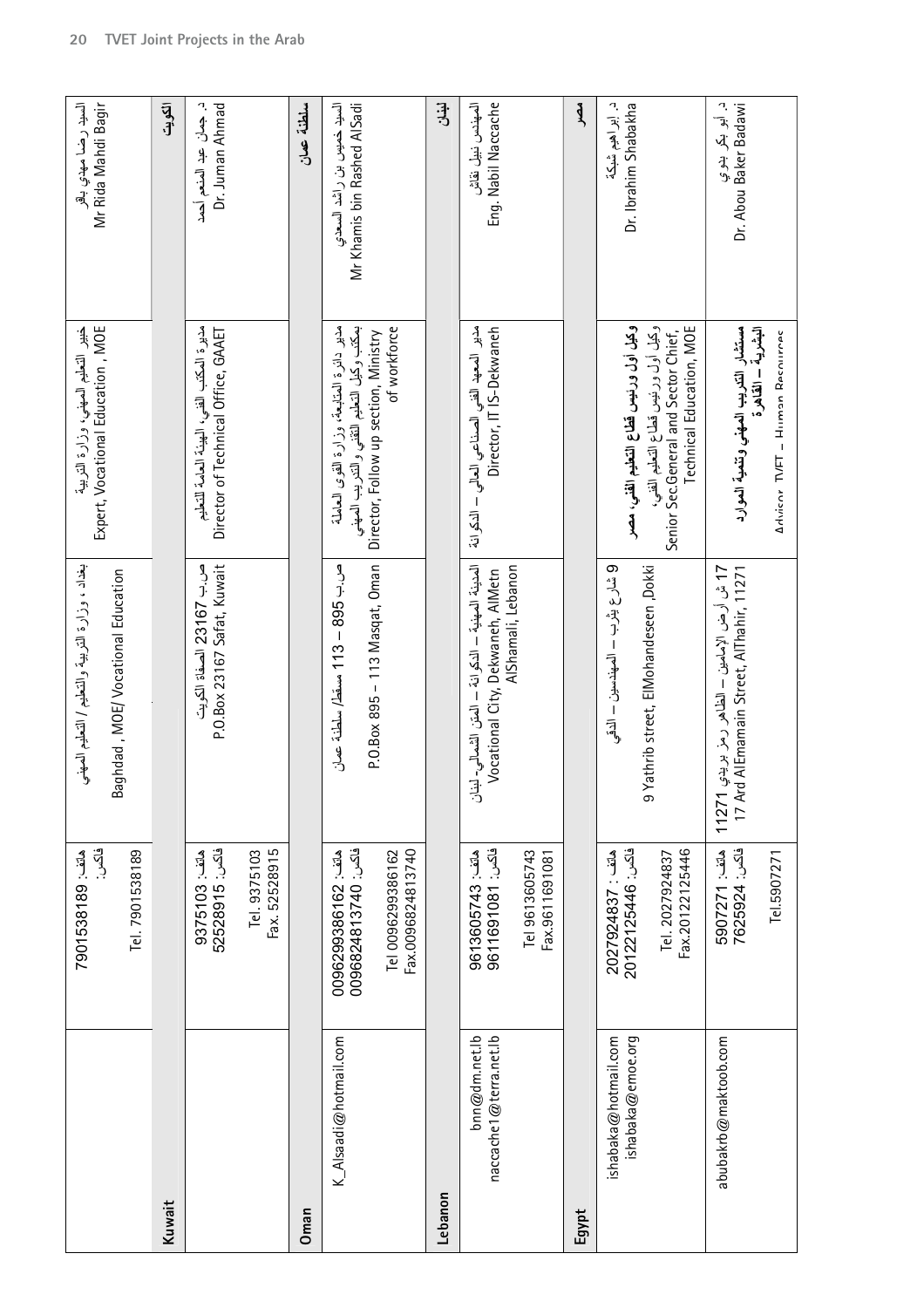| Name | Position | Address | Tel / Fax | E-mail |
|---|---|---|---|---|
| السيد رضا مهدي بقر<br>Mr Rida Mahdi Bagir | خبير التعليم المهني، وزارة التربية<br>Expert, Vocational Education , MOE | بغداد ، وزارة التربية والتعليم / التعليم المهني<br>Baghdad , MOE/ Vocational Education | هاتف: 7901538189<br>فاكس:<br>Tel. 7901538189 | |
| **Kuwait** | | | | **الكويت** |
| د. جمان عبد المنعم أحمد<br>Dr. Juman Ahmad | مديرة المكتب الفني، الهيئة العامة للتعليم<br>Director of Technical Office, GAAET | ص.ب 23167 الصفاة الكويت<br>P.O.Box 23167 Safat, Kuwait | هاتف: 9375103<br>فاكس: 52528915<br>Tel. 9375103<br>Fax. 52528915 | |
| **Oman** | | | | **سلطنة عمان** |
| السيد خميس بن راشد السعدي<br>Mr Khamis bin Rashed AlSadi | مدير دائرة المتابعة، وزارة القوى العاملة بمكتب وكيل التعليم التقني والتدريب المهني<br>Director, Follow up section, Ministry of workforce | ص.ب 895 – 113 مسقط/ سلطنة عمان<br>P.O.Box 895 – 113 Masqat, Oman | هاتف: 0096299386162<br>فاكس: 0096824813740<br>Tel 0096299386162<br>Fax.0096824813740 | K_Alsaadi@hotmail.com |
| **Lebanon** | | | | **لبنان** |
| المهندس نبيل نقاش<br>Eng. Nabil Naccache | مدير المعهد الفني الصناعي العالي – الدكوانة<br>Director, IT IS-Dekwaneh | المدينة المهنية – الدكوانة – المتن الشمالي-لبنان<br>Vocational City, Dekwaneh, AlMetn AlShamali, Lebanon | هاتف: 9613605743<br>فاكس: 9611691081<br>Tel 9613605743<br>Fax.9611691081 | bnn@dm.net.lb<br>naccache1@terra.net.lb |
| **Egypt** | | | | **مصر** |
| د. إبراهيم شبكة<br>Dr. Ibrahim Shabakha | **وكيل أول ورئيس قطاع التعليم الفني، مصر**<br>وكيل أول ورئيس قطاع التعليم الفني،<br>Senior Sec.General and Sector Chief, Technical Education, MOE | 9 شارع يثرب – المهندسين – الدقي<br>9 Yathrib street, ElMohandeseen ,Dokki | هاتف : 2027924837<br>فاكس: 20122125446<br>Tel. 2027924837<br>Fax.20122125446 | ishabaka@hotmail.com<br>ishabaka@emoe.org |
| د. أبو بكر بدوي<br>Dr. Abou Baker Badawi | **مستشار التدريب المهني وتنمية الموارد البشرية – القاهرة**<br>Advisor, TVET – Human Resources | 17 ش أرض الإمامين – الظاهر رمز بريدي 11271<br>17 Ard AlEmamain Street, AlThahir, 11271 | هاتف: 5907271<br>فاكس: 7625924<br>Tel.5907271 | abubakrb@maktoob.com |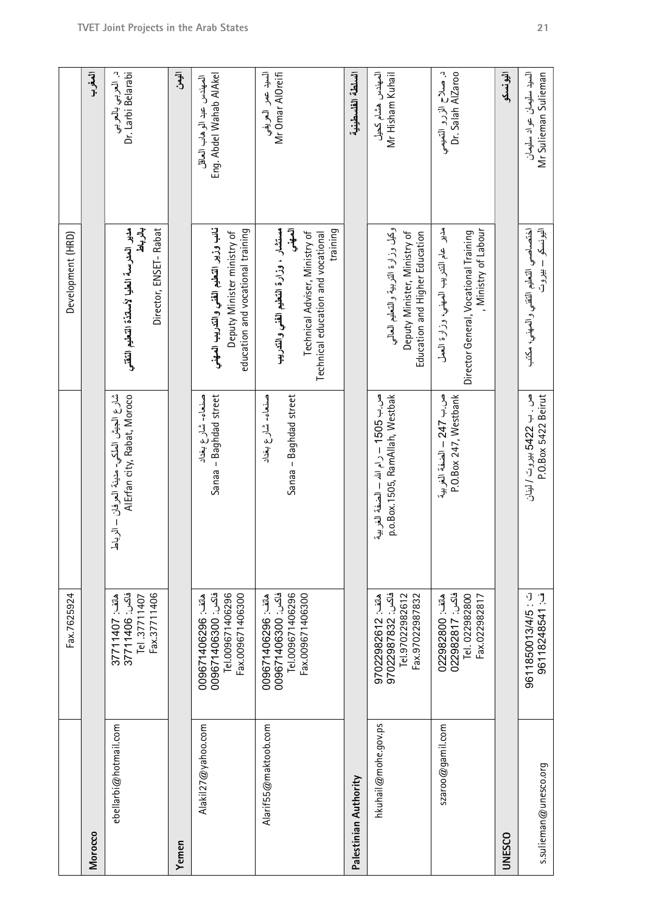| | | | | |
|---|---|---|---|---|
| | Fax.7625924 | | Development (HRD) | |
| **Morocco** | | | | **المغرب** |
| ebellarbi@hotmail.com | هاتف: 37711407<br>فاكس: 37711406<br>Tel .37711407<br>Fax.37711406 | شارع الجيش الملكي، مدينة العرفان – الرباط<br>AlErfan city, Rabat, Moroco | **مدير المدرسة العليا لأساتذة التعليم التقني بالرباط**<br>Director, ENSET- Rabat | د. العربي بالعربي<br>Dr. Larbi Belarabi |
| **Yemen** | | | | **اليمن** |
| Alakil27@yahoo.com | هاتف: 009671406296<br>فاكس: 009671406300<br>Tel.009671406296<br>Fax.009671406300 | صنعاء، شارع بغداد<br>Sanaa – Baghdad street | **نائب وزير التعليم الفني والتدريب المهني**<br>Deputy Minister ministry of education and vocational training | المهندس عبد الوهاب العاقل<br>Eng. Abdel Wahab AlAkel |
| Alarif55@maktoob.com | هاتف: 009671406296<br>فاكس: 009671406300<br>Tel.009671406296<br>Fax.009671406300 | صنعاء، شارع بغداد<br>Sanaa – Baghdad street | **مستشار ، وزارة التعليم الفني والتدريب المهني**<br>Technical Adviser, Ministry of Technical education and vocational training | السيد عمر العريفي<br>Mr Omar AlOreifi |
| **Palestinian Authority** | | | | **السلطة الفلسطينية** |
| hkuhail@mohe.gov.ps | هاتف: 97022982612<br>فاكس: 97022987832<br>Tel.97022982612<br>Fax.97022987832 | ص.ب 1505 – رام الله – الضفة الغربية<br>p.o.Box.1505, RamAllah, Westbak | وكيل وزارة التربية والتعليم العالي<br>Deputy Minister, Ministry of Education and Higher Education | المهندس هشام كحيل<br>Mr Hisham Kuhail |
| szaroo@gamil.com | هاتف: 022982800<br>فاكس: 022982817<br>Tel. 022982800<br>Fax.022982817 | ص.ب 247 – الضفة الغربية<br>P.O.Box 247, Westbank | مدير عام التدريب المهني، وزارة العمل<br>Director General, Vocational Training , Ministry of Labour | د. صلاح الزرو التميمي<br>Dr. Salah AlZaroo |
| **UNESCO** | | | | **اليونسكو** |
| s.sulieman@unesco.org | ت: 9611850013/4/5<br>ف: 9611824854 | ص. ب 5422 بيروت / لبنان<br>P.O.Box 5422 Beirut | اختصاصي التعليم التقني والمهني، مكتب اليونسكو – بيروت | السيد سليمان عواد سليمان<br>Mr Sulieman Sulieman |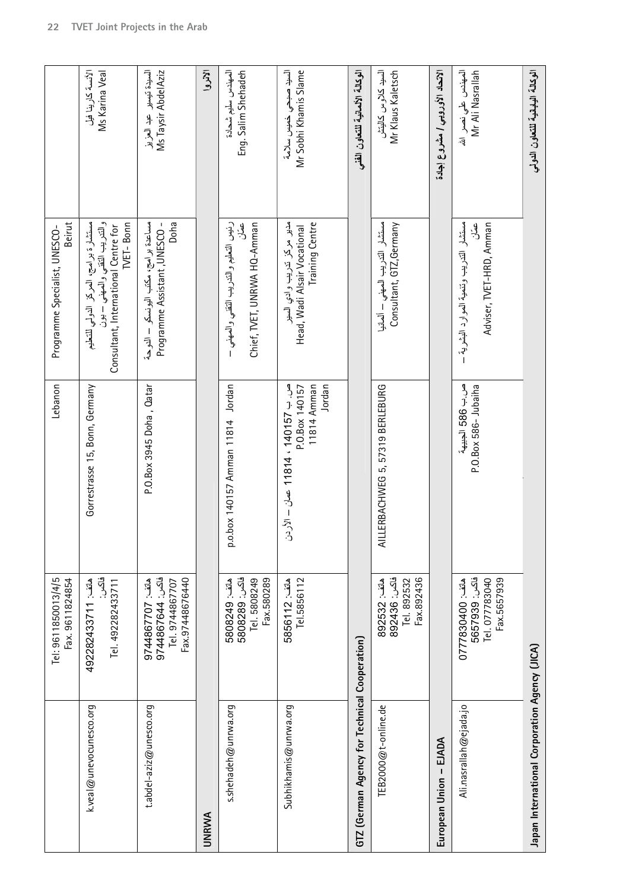| | | | | |
|---|---|---|---|---|
| | Tel: 9611850013/4/5<br>Fax. 9611824854 | Lebanon | Programme Specialist, UNESCO-Beirut | |
| k.veal@unevocunesco.org | هاتف: 492282433711<br>فاكس:<br>Tel. 492282433711 | Gorrestrasse 15, Bonn, Germany | مستشارة برامج، المركز الدولي للتعليم والتدريب التقني والمهني – بون<br>Consultant, International Centre for TVET- Bonn | الآنسة كارينا فيل<br>Ms Karina Veal |
| t.abdel-aziz@unesco.org | هاتف: 9744867707<br>فاكس: 9744867644<br>Tel. 9744867707<br>Fax.97448676440 | P.O.Box 3945 Doha , Qatar | مساعدة برامج، مكتب اليونسكو – الدوحة<br>Programme Assistant ,UNESCO - Doha | السيدة تيسير عبد العزيز<br>Ms Taysir AbdelAziz |
| **UNRWA** | | | | **الأنروا** |
| s.shehadeh@unrwa.org | هاتف: 5808249<br>فاكس: 5808289<br>Tel. 5808249<br>Fax.580289 | p.o.box 140157 Amman 11814 Jordan | رئيس التعليم والتدريب التقني والمهني – عمّان<br>Chief, TVET, UNRWA HQ-Amman | المهندس سليم شحادة<br>Eng. Salim Shehadeh |
| Subhikhamis@unrwa.org | هاتف: 5856112<br>Tel.5856112 | ص. ب 140157 ، 11814 عمان – الأردن<br>P.O.Box 140157<br>11814 Amman<br>Jordan | مدير مركز تدريب وادي السير<br>Head, Wadi Alsair Vocational Training Centre | السيد صبحي خميس سلامة<br>Mr Sobhi Khamis Slame |
| **GTZ (German Agency for Technical Cooperation)** | | | | **الوكالة الألمانية للتعاون الفني** |
| TEB2000@t-online.de | هاتف: 892532<br>فاكس: 892436<br>Tel. 892532<br>Fax.892436 | AILLERBACHWEG 5, 57319 BERLEBURG | مستشار التدريب المهني – ألمانيا<br>Consultant, GTZ,Germany | السيد كلاوس كاليتش<br>Mr Klaus Kaletsch |
| **European Union – EJADA** | | | | **الاتحاد الأوروبي / مشروع إجادة** |
| Ali.nasrallah@ejada.jo | هاتف: 0777830400<br>فاكس: 5657939<br>Tel. 077783040<br>Fax.5657939 | ص.ب 586 الجبيهة<br>P.O.Box 586- Jubaiha | مستشار التدريب وتنمية الموارد البشرية – عمّان<br>Adviser, TVET-HRD, Amman | المهندس علي نصر الله<br>Mr Ali Nasrallah |
| **Japan International Corporation Agency (JICA)** | | | | **الوكالة اليابانية للتعاون الدولي** |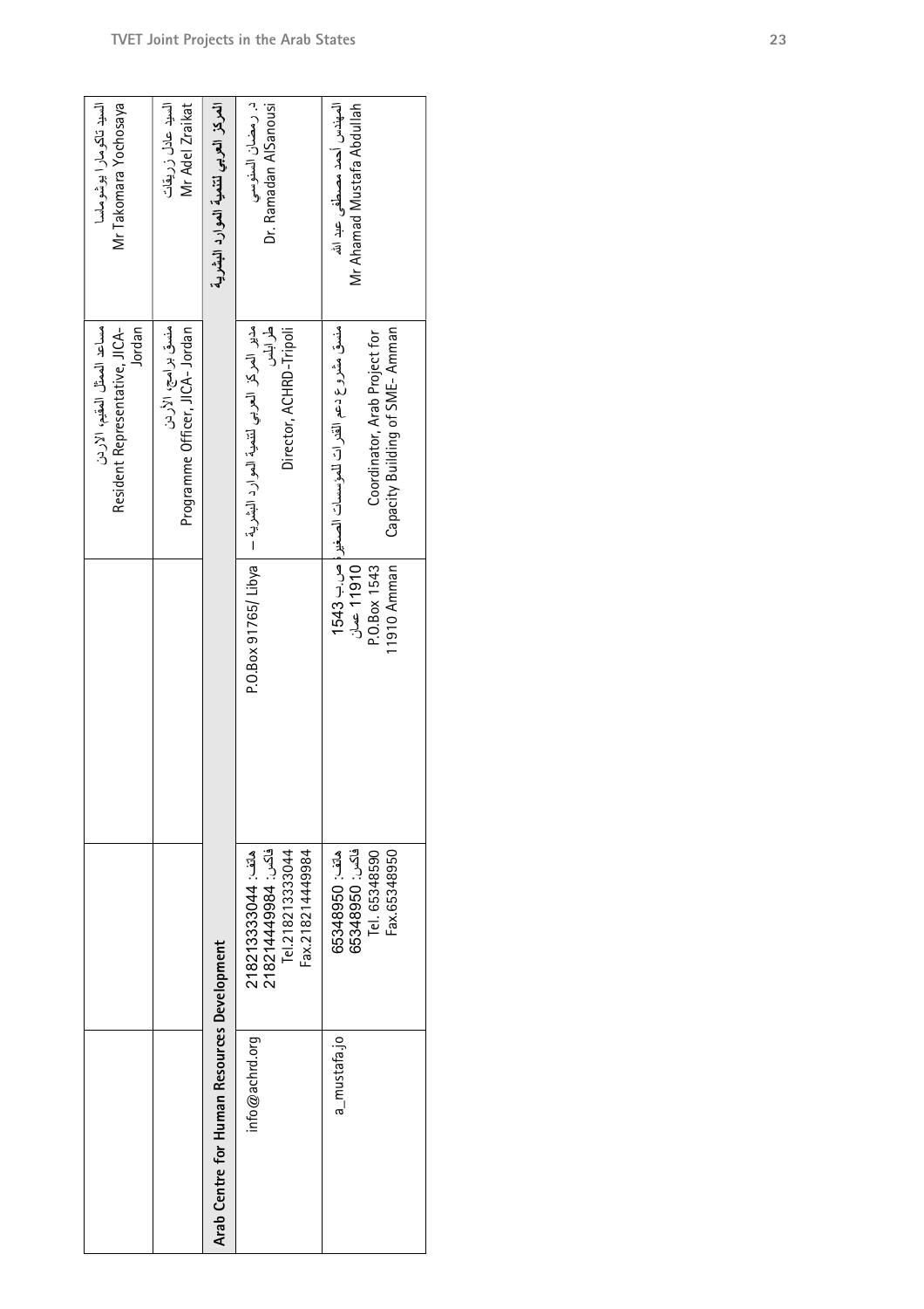| | | | | | |
|---|---|---|---|---|---|
| | | | | مساعد الممثل المقيم، الأردن<br>Resident Representative, JICA-Jordan | السيد تاكومارا يوشوسايا<br>Mr Takomara Yochosaya |
| | | | | منسق برامج، الأردن<br>Programme Officer, JICA- Jordan | السيد عادل زريقات<br>Mr Adel Zraikat |
| Arab Centre for Human Resources Development | | | | | المركز العربي لتنمية الموارد البشرية |
| info@achrd.org | هاتف: 218213333044<br>فاكس: 218214449984<br>Tel.218213333044<br>Fax.218214449984 | | P.O.Box 91765/ Libya | مدير المركز العربي لتنمية الموارد البشرية – طرابلس<br>Director, ACHRD-Tripoli | د. رمضان السنوسي<br>Dr. Ramadan AlSanousi |
| a_mustafa.jo | هاتف: 65348950<br>فاكس: 65348950<br>Tel. 65348590<br>Fax.65348950 | | ص.ب 1543<br>عمان 11910<br>P.O.Box 1543<br>11910 Amman | منسق مشروع دعم القدرات للمؤسسات الصغيرة<br>Coordinator, Arab Project for Capacity Building of SME- Amman | المهندس أحمد مصطفى عبد الله<br>Mr Ahamad Mustafa Abdullah |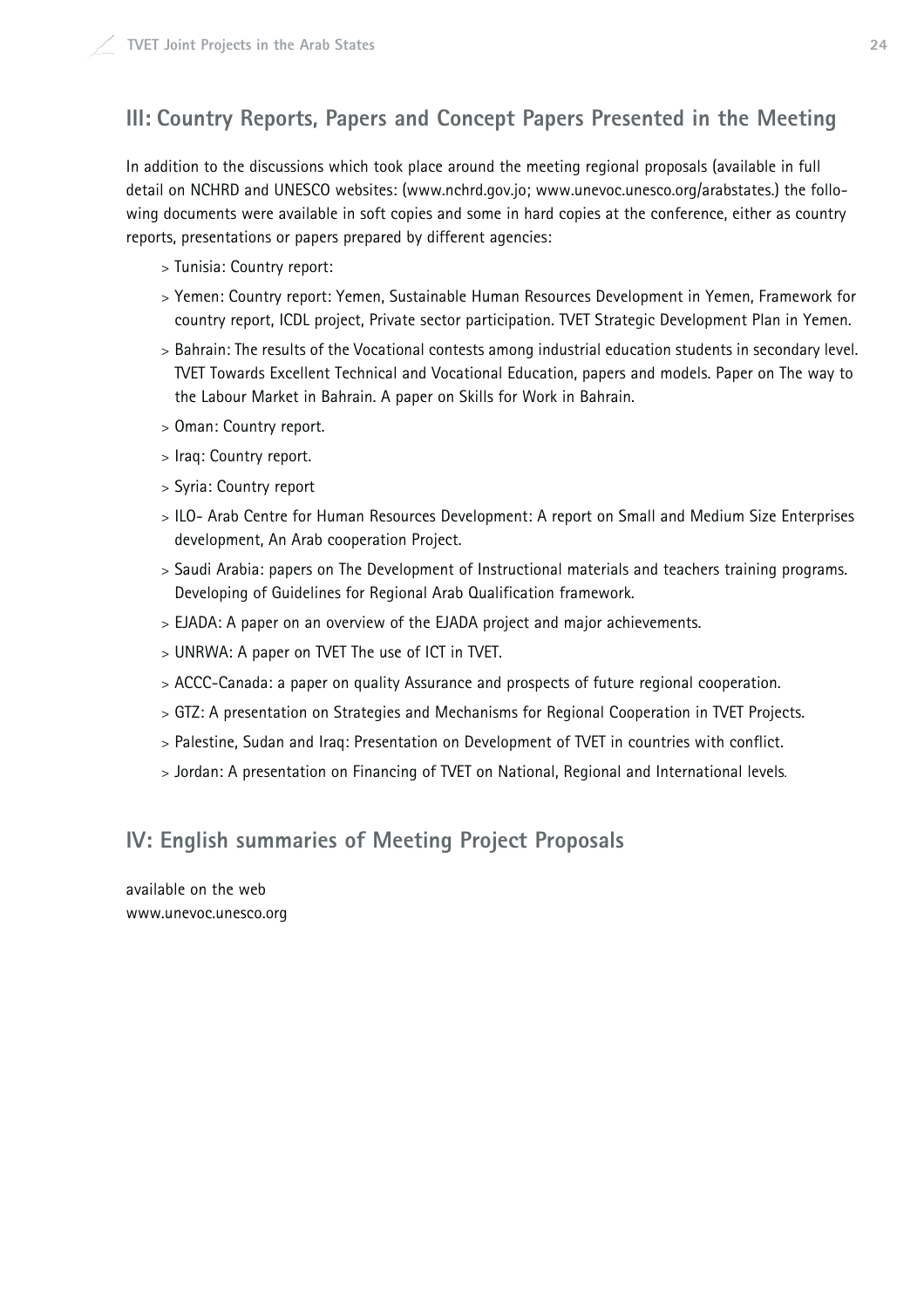## III: Country Reports, Papers and Concept Papers Presented in the Meeting

In addition to the discussions which took place around the meeting regional proposals (available in full detail on NCHRD and UNESCO websites: (www.nchrd.gov.jo; www.unevoc.unesco.org/arabstates.) the following documents were available in soft copies and some in hard copies at the conference, either as country reports, presentations or papers prepared by different agencies:

- Tunisia: Country report:
- Yemen: Country report: Yemen, Sustainable Human Resources Development in Yemen, Framework for country report, ICDL project, Private sector participation. TVET Strategic Development Plan in Yemen.
- Bahrain: The results of the Vocational contests among industrial education students in secondary level. TVET Towards Excellent Technical and Vocational Education, papers and models. Paper on The way to the Labour Market in Bahrain. A paper on Skills for Work in Bahrain.
- Oman: Country report.
- Iraq: Country report.
- Syria: Country report
- ILO- Arab Centre for Human Resources Development: A report on Small and Medium Size Enterprises development, An Arab cooperation Project.
- Saudi Arabia: papers on The Development of Instructional materials and teachers training programs. Developing of Guidelines for Regional Arab Qualification framework.
- EJADA: A paper on an overview of the EJADA project and major achievements.
- UNRWA: A paper on TVET The use of ICT in TVET.
- ACCC-Canada: a paper on quality Assurance and prospects of future regional cooperation.
- GTZ: A presentation on Strategies and Mechanisms for Regional Cooperation in TVET Projects.
- Palestine, Sudan and Iraq: Presentation on Development of TVET in countries with conflict.
- Jordan: A presentation on Financing of TVET on National, Regional and International levels.

## IV: English summaries of Meeting Project Proposals

available on the web
www.unevoc.unesco.org